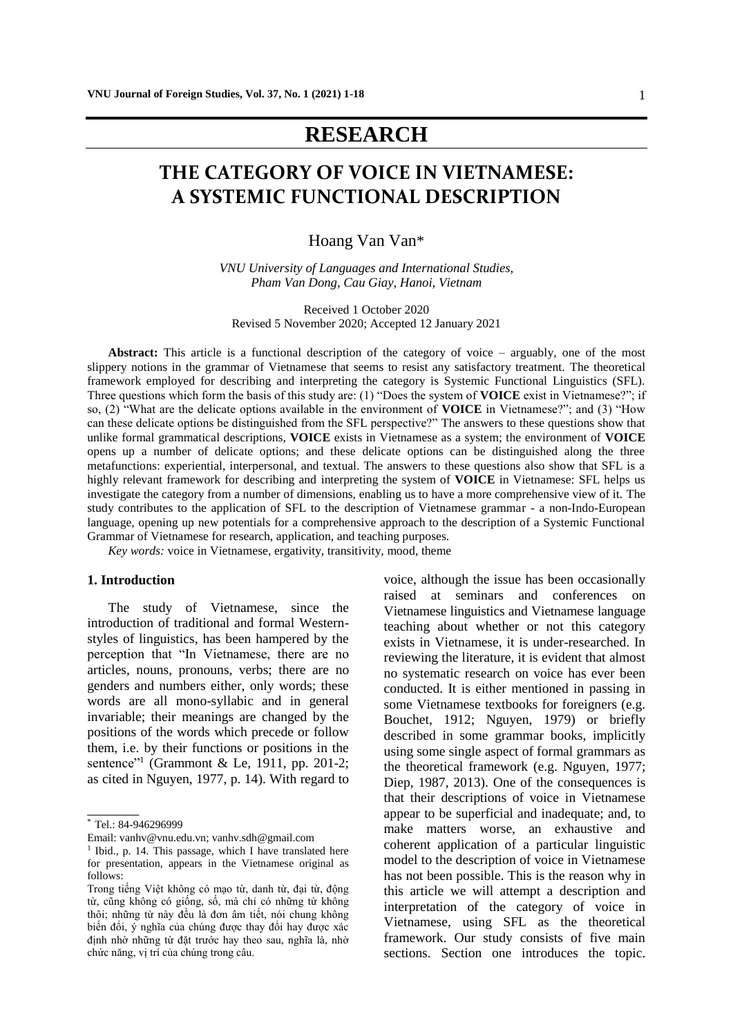# RESEARCH

# THE CATEGORY OF VOICE IN VIETNAMESE: A SYSTEMIC FUNCTIONAL DESCRIPTION

Hoang Van Van*

*VNU University of Languages and International Studies, Pham Van Dong, Cau Giay, Hanoi, Vietnam*

Received 1 October 2020
Revised 5 November 2020; Accepted 12 January 2021

**Abstract:** This article is a functional description of the category of voice – arguably, one of the most slippery notions in the grammar of Vietnamese that seems to resist any satisfactory treatment. The theoretical framework employed for describing and interpreting the category is Systemic Functional Linguistics (SFL). Three questions which form the basis of this study are: (1) "Does the system of **VOICE** exist in Vietnamese?"; if so, (2) "What are the delicate options available in the environment of **VOICE** in Vietnamese?"; and (3) "How can these delicate options be distinguished from the SFL perspective?" The answers to these questions show that unlike formal grammatical descriptions, **VOICE** exists in Vietnamese as a system; the environment of **VOICE** opens up a number of delicate options; and these delicate options can be distinguished along the three metafunctions: experiential, interpersonal, and textual. The answers to these questions also show that SFL is a highly relevant framework for describing and interpreting the system of **VOICE** in Vietnamese: SFL helps us investigate the category from a number of dimensions, enabling us to have a more comprehensive view of it. The study contributes to the application of SFL to the description of Vietnamese grammar - a non-Indo-European language, opening up new potentials for a comprehensive approach to the description of a Systemic Functional Grammar of Vietnamese for research, application, and teaching purposes.

*Key words:* voice in Vietnamese, ergativity, transitivity, mood, theme

## 1. Introduction

The study of Vietnamese, since the introduction of traditional and formal Western-styles of linguistics, has been hampered by the perception that "In Vietnamese, there are no articles, nouns, pronouns, verbs; there are no genders and numbers either, only words; these words are all mono-syllabic and in general invariable; their meanings are changed by the positions of the words which precede or follow them, i.e. by their functions or positions in the sentence"[1] (Grammont & Le, 1911, pp. 201-2; as cited in Nguyen, 1977, p. 14). With regard to voice, although the issue has been occasionally raised at seminars and conferences on Vietnamese linguistics and Vietnamese language teaching about whether or not this category exists in Vietnamese, it is under-researched. In reviewing the literature, it is evident that almost no systematic research on voice has ever been conducted. It is either mentioned in passing in some Vietnamese textbooks for foreigners (e.g. Bouchet, 1912; Nguyen, 1979) or briefly described in some grammar books, implicitly using some single aspect of formal grammars as the theoretical framework (e.g. Nguyen, 1977; Diep, 1987, 2013). One of the consequences is that their descriptions of voice in Vietnamese appear to be superficial and inadequate; and, to make matters worse, an exhaustive and coherent application of a particular linguistic model to the description of voice in Vietnamese has not been possible. This is the reason why in this article we will attempt a description and interpretation of the category of voice in Vietnamese, using SFL as the theoretical framework. Our study consists of five main sections. Section one introduces the topic.

---

\* Tel.: 84-946296999

Email: vanhv@vnu.edu.vn; vanhv.sdh@gmail.com

[1] Ibid., p. 14. This passage, which I have translated here for presentation, appears in the Vietnamese original as follows:

Trong tiếng Việt không có mạo từ, danh từ, đại từ, động từ, cũng không có giống, số, mà chỉ có những từ không thôi; những từ này đều là đơn âm tiết, nói chung không biến đổi, ý nghĩa của chúng được thay đổi hay được xác định nhờ những từ đặt trước hay theo sau, nghĩa là, nhờ chức năng, vị trí của chúng trong câu.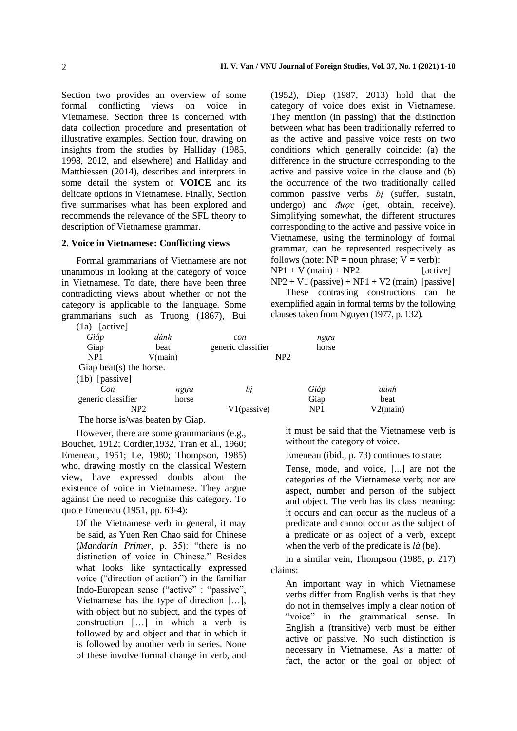Section two provides an overview of some formal conflicting views on voice in Vietnamese. Section three is concerned with data collection procedure and presentation of illustrative examples. Section four, drawing on insights from the studies by Halliday (1985, 1998, 2012, and elsewhere) and Halliday and Matthiessen (2014), describes and interprets in some detail the system of **VOICE** and its delicate options in Vietnamese. Finally, Section five summarises what has been explored and recommends the relevance of the SFL theory to description of Vietnamese grammar.

## 2. Voice in Vietnamese: Conflicting views

Formal grammarians of Vietnamese are not unanimous in looking at the category of voice in Vietnamese. To date, there have been three contradicting views about whether or not the category is applicable to the language. Some grammarians such as Truong (1867), Bui (1952), Diep (1987, 2013) hold that the category of voice does exist in Vietnamese. They mention (in passing) that the distinction between what has been traditionally referred to as the active and passive voice rests on two conditions which generally coincide: (a) the difference in the structure corresponding to the active and passive voice in the clause and (b) the occurrence of the two traditionally called common passive verbs *bị* (suffer, sustain, undergo) and *được* (get, obtain, receive). Simplifying somewhat, the different structures corresponding to the active and passive voice in Vietnamese, using the terminology of formal grammar, can be represented respectively as follows (note: NP = noun phrase; V = verb):

NP1 + V (main) + NP2 [active]

NP2 + V1 (passive) + NP1 + V2 (main) [passive]

These contrasting constructions can be exemplified again in formal terms by the following clauses taken from Nguyen (1977, p. 132).

(1a) [active]

| *Giáp* | *đánh* | *con* | *ngựa* |
|---|---|---|---|
| Giap | beat | generic classifier | horse |
| NP1 | V(main) | NP2 | |

Giap beat(s) the horse.

(1b) [passive]

| *Con* | *ngựa* | *bị* | *Giáp* | *đánh* |
|---|---|---|---|---|
| generic classifier | horse | | Giap | beat |
| NP2 | | V1(passive) | NP1 | V2(main) |

The horse is/was beaten by Giap.

However, there are some grammarians (e.g., Bouchet, 1912; Cordier,1932, Tran et al., 1960; Emeneau, 1951; Le, 1980; Thompson, 1985) who, drawing mostly on the classical Western view, have expressed doubts about the existence of voice in Vietnamese. They argue against the need to recognise this category. To quote Emeneau (1951, pp. 63-4):

> Of the Vietnamese verb in general, it may be said, as Yuen Ren Chao said for Chinese (*Mandarin Primer*, p. 35): "there is no distinction of voice in Chinese." Besides what looks like syntactically expressed voice ("direction of action") in the familiar Indo-European sense ("active" : "passive", Vietnamese has the type of direction […], with object but no subject, and the types of construction […] in which a verb is followed by and object and that in which it is followed by another verb in series. None of these involve formal change in verb, and it must be said that the Vietnamese verb is without the category of voice.

Emeneau (ibid., p. 73) continues to state:

> Tense, mode, and voice, [...] are not the categories of the Vietnamese verb; nor are aspect, number and person of the subject and object. The verb has its class meaning: it occurs and can occur as the nucleus of a predicate and cannot occur as the subject of a predicate or as object of a verb, except when the verb of the predicate is *là* (be).

In a similar vein, Thompson (1985, p. 217) claims:

> An important way in which Vietnamese verbs differ from English verbs is that they do not in themselves imply a clear notion of "voice" in the grammatical sense. In English a (transitive) verb must be either active or passive. No such distinction is necessary in Vietnamese. As a matter of fact, the actor or the goal or object of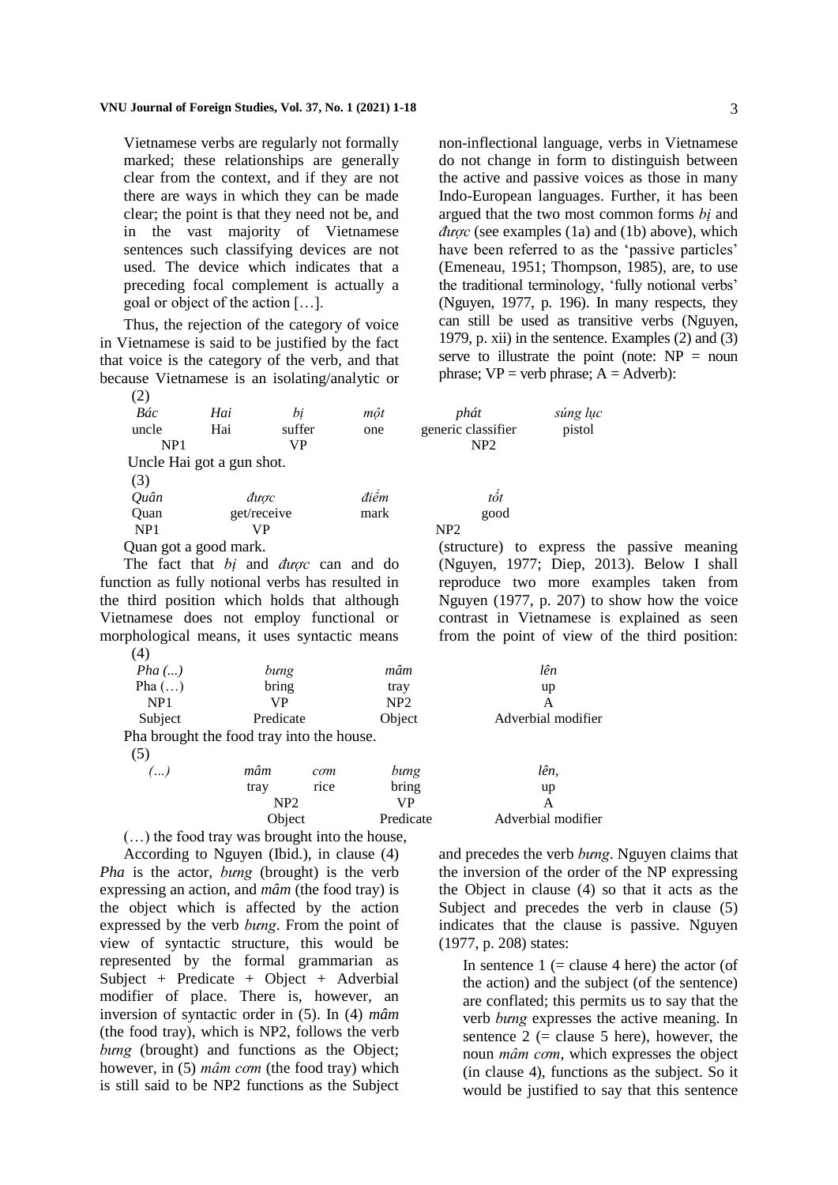> Vietnamese verbs are regularly not formally marked; these relationships are generally clear from the context, and if they are not there are ways in which they can be made clear; the point is that they need not be, and in the vast majority of Vietnamese sentences such classifying devices are not used. The device which indicates that a preceding focal complement is actually a goal or object of the action […].

Thus, the rejection of the category of voice in Vietnamese is said to be justified by the fact that voice is the category of the verb, and that because Vietnamese is an isolating/analytic or non-inflectional language, verbs in Vietnamese do not change in form to distinguish between the active and passive voices as those in many Indo-European languages. Further, it has been argued that the two most common forms *bị* and *được* (see examples (1a) and (1b) above), which have been referred to as the 'passive particles' (Emeneau, 1951; Thompson, 1985), are, to use the traditional terminology, 'fully notional verbs' (Nguyen, 1977, p. 196). In many respects, they can still be used as transitive verbs (Nguyen, 1979, p. xii) in the sentence. Examples (2) and (3) serve to illustrate the point (note: NP = noun phrase; VP = verb phrase; A = Adverb):

(2)

| *Bác* | *Hai* | *bị* | *một* | *phát* | *súng lục* |
|---|---|---|---|---|---|
| uncle | Hai | suffer | one | generic classifier | pistol |
| NP1 | | VP | | NP2 | |

Uncle Hai got a gun shot.

(3)

| *Quân* | *được* | *điểm* | *tốt* |
|---|---|---|---|
| Quan | get/receive | mark | good |
| NP1 | VP | NP2 | |

Quan got a good mark.

The fact that *bị* and *được* can and do function as fully notional verbs has resulted in the third position which holds that although Vietnamese does not employ functional or morphological means, it uses syntactic means (structure) to express the passive meaning (Nguyen, 1977; Diep, 2013). Below I shall reproduce two more examples taken from Nguyen (1977, p. 207) to show how the voice contrast in Vietnamese is explained as seen from the point of view of the third position:

(4)

| *Pha (...)* | *bưng* | *mâm* | *lên* |
|---|---|---|---|
| Pha (…) | bring | tray | up |
| NP1 | VP | NP2 | A |
| Subject | Predicate | Object | Adverbial modifier |

Pha brought the food tray into the house.

(5)

| *(...)* | *mâm* | *cơm* | *bưng* | *lên,* |
|---|---|---|---|---|
| | tray | rice | bring | up |
| | NP2 | | VP | A |
| | Object | | Predicate | Adverbial modifier |

(…) the food tray was brought into the house,

According to Nguyen (Ibid.), in clause (4) *Pha* is the actor, *bưng* (brought) is the verb expressing an action, and *mâm* (the food tray) is the object which is affected by the action expressed by the verb *bưng*. From the point of view of syntactic structure, this would be represented by the formal grammarian as Subject + Predicate + Object + Adverbial modifier of place. There is, however, an inversion of syntactic order in (5). In (4) *mâm* (the food tray), which is NP2, follows the verb *bưng* (brought) and functions as the Object; however, in (5) *mâm cơm* (the food tray) which is still said to be NP2 functions as the Subject and precedes the verb *bưng*. Nguyen claims that the inversion of the order of the NP expressing the Object in clause (4) so that it acts as the Subject and precedes the verb in clause (5) indicates that the clause is passive. Nguyen (1977, p. 208) states:

> In sentence 1 (= clause 4 here) the actor (of the action) and the subject (of the sentence) are conflated; this permits us to say that the verb *bưng* expresses the active meaning. In sentence 2 (= clause 5 here), however, the noun *mâm cơm*, which expresses the object (in clause 4), functions as the subject. So it would be justified to say that this sentence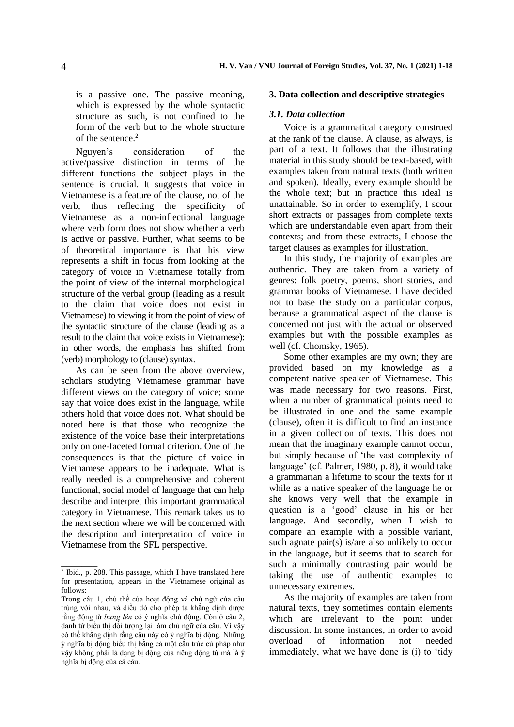is a passive one. The passive meaning, which is expressed by the whole syntactic structure as such, is not confined to the form of the verb but to the whole structure of the sentence.[2]

Nguyen's consideration of the active/passive distinction in terms of the different functions the subject plays in the sentence is crucial. It suggests that voice in Vietnamese is a feature of the clause, not of the verb, thus reflecting the specificity of Vietnamese as a non-inflectional language where verb form does not show whether a verb is active or passive. Further, what seems to be of theoretical importance is that his view represents a shift in focus from looking at the category of voice in Vietnamese totally from the point of view of the internal morphological structure of the verbal group (leading as a result to the claim that voice does not exist in Vietnamese) to viewing it from the point of view of the syntactic structure of the clause (leading as a result to the claim that voice exists in Vietnamese): in other words, the emphasis has shifted from (verb) morphology to (clause) syntax.

As can be seen from the above overview, scholars studying Vietnamese grammar have different views on the category of voice; some say that voice does exist in the language, while others hold that voice does not. What should be noted here is that those who recognize the existence of the voice base their interpretations only on one-faceted formal criterion. One of the consequences is that the picture of voice in Vietnamese appears to be inadequate. What is really needed is a comprehensive and coherent functional, social model of language that can help describe and interpret this important grammatical category in Vietnamese. This remark takes us to the next section where we will be concerned with the description and interpretation of voice in Vietnamese from the SFL perspective.

## 3. Data collection and descriptive strategies

### 3.1. Data collection

Voice is a grammatical category construed at the rank of the clause. A clause, as always, is part of a text. It follows that the illustrating material in this study should be text-based, with examples taken from natural texts (both written and spoken). Ideally, every example should be the whole text; but in practice this ideal is unattainable. So in order to exemplify, I scour short extracts or passages from complete texts which are understandable even apart from their contexts; and from these extracts, I choose the target clauses as examples for illustration.

In this study, the majority of examples are authentic. They are taken from a variety of genres: folk poetry, poems, short stories, and grammar books of Vietnamese. I have decided not to base the study on a particular corpus, because a grammatical aspect of the clause is concerned not just with the actual or observed examples but with the possible examples as well (cf. Chomsky, 1965).

Some other examples are my own; they are provided based on my knowledge as a competent native speaker of Vietnamese. This was made necessary for two reasons. First, when a number of grammatical points need to be illustrated in one and the same example (clause), often it is difficult to find an instance in a given collection of texts. This does not mean that the imaginary example cannot occur, but simply because of 'the vast complexity of language' (cf. Palmer, 1980, p. 8), it would take a grammarian a lifetime to scour the texts for it while as a native speaker of the language he or she knows very well that the example in question is a 'good' clause in his or her language. And secondly, when I wish to compare an example with a possible variant, such agnate pair(s) is/are also unlikely to occur in the language, but it seems that to search for such a minimally contrasting pair would be taking the use of authentic examples to unnecessary extremes.

As the majority of examples are taken from natural texts, they sometimes contain elements which are irrelevant to the point under discussion. In some instances, in order to avoid overload of information not needed immediately, what we have done is (i) to 'tidy

---

[2] Ibid., p. 208. This passage, which I have translated here for presentation, appears in the Vietnamese original as follows:

Trong câu 1, chủ thể của hoạt động và chủ ngữ của câu trùng với nhau, và điều đó cho phép ta khẳng định được rằng động từ *bưng lên* có ý nghĩa chủ động. Còn ở câu 2, danh từ biểu thị đối tượng lại làm chủ ngữ của câu. Vì vậy có thể khẳng định rằng câu này có ý nghĩa bị động. Những ý nghĩa bị động biểu thị bằng cả một cấu trúc cú pháp như vậy không phải là dạng bị động của riêng động từ mà là ý nghĩa bị động của cả câu.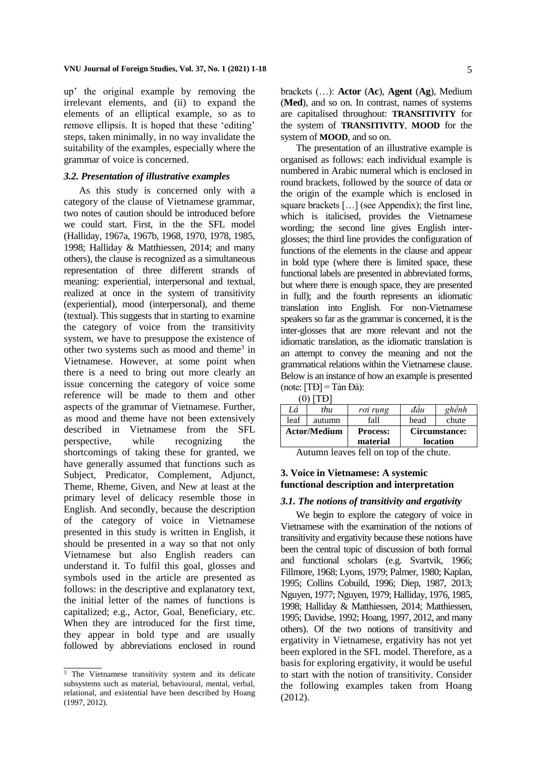up' the original example by removing the irrelevant elements, and (ii) to expand the elements of an elliptical example, so as to remove ellipsis. It is hoped that these 'editing' steps, taken minimally, in no way invalidate the suitability of the examples, especially where the grammar of voice is concerned.

### *3.2. Presentation of illustrative examples*

As this study is concerned only with a category of the clause of Vietnamese grammar, two notes of caution should be introduced before we could start. First, in the the SFL model (Halliday, 1967a, 1967b, 1968, 1970, 1978, 1985, 1998; Halliday & Matthiessen, 2014; and many others), the clause is recognized as a simultaneous representation of three different strands of meaning: experiential, interpersonal and textual, realized at once in the system of transitivity (experiential), mood (interpersonal), and theme (textual). This suggests that in starting to examine the category of voice from the transitivity system, we have to presuppose the existence of other two systems such as mood and theme[3] in Vietnamese. However, at some point when there is a need to bring out more clearly an issue concerning the category of voice some reference will be made to them and other aspects of the grammar of Vietnamese. Further, as mood and theme have not been extensively described in Vietnamese from the SFL perspective, while recognizing the shortcomings of taking these for granted, we have generally assumed that functions such as Subject, Predicator, Complement, Adjunct, Theme, Rheme, Given, and New at least at the primary level of delicacy resemble those in English. And secondly, because the description of the category of voice in Vietnamese presented in this study is written in English, it should be presented in a way so that not only Vietnamese but also English readers can understand it. To fulfil this goal, glosses and symbols used in the article are presented as follows: in the descriptive and explanatory text, the initial letter of the names of functions is capitalized; e.g., Actor, Goal, Beneficiary, etc. When they are introduced for the first time, they appear in bold type and are usually followed by abbreviations enclosed in round brackets (…): **Actor** (**Ac**), **Agent** (**Ag**), Medium (**Med**), and so on. In contrast, names of systems are capitalised throughout: **TRANSITIVITY** for the system of **TRANSITIVITY**, **MOOD** for the system of **MOOD**, and so on.

The presentation of an illustrative example is organised as follows: each individual example is numbered in Arabic numeral which is enclosed in round brackets, followed by the source of data or the origin of the example which is enclosed in square brackets […] (see Appendix); the first line, which is italicised, provides the Vietnamese wording; the second line gives English inter-glosses; the third line provides the configuration of functions of the elements in the clause and appear in bold type (where there is limited space, these functional labels are presented in abbreviated forms, but where there is enough space, they are presented in full); and the fourth represents an idiomatic translation into English. For non-Vietnamese speakers so far as the grammar is concerned, it is the inter-glosses that are more relevant and not the idiomatic translation, as the idiomatic translation is an attempt to convey the meaning and not the grammatical relations within the Vietnamese clause. Below is an instance of how an example is presented (note: [TĐ] = Tản Đà):

(0) [TĐ]

| *Lá* | *thu* | *rơi rụng* | *đầu* | *ghềnh* |
|---|---|---|---|---|
| leaf | autumn | fall | head | chute |
| **Actor/Medium** | | **Process: material** | **Circumstance: location** | |

Autumn leaves fell on top of the chute.

## 3. Voice in Vietnamese: A systemic functional description and interpretation

### *3.1. The notions of transitivity and ergativity*

We begin to explore the category of voice in Vietnamese with the examination of the notions of transitivity and ergativity because these notions have been the central topic of discussion of both formal and functional scholars (e.g. Svartvik, 1966; Fillmore, 1968; Lyons, 1979; Palmer, 1980; Kaplan, 1995; Collins Cobuild, 1996; Diep, 1987, 2013; Nguyen, 1977; Nguyen, 1979; Halliday, 1976, 1985, 1998; Halliday & Matthiessen, 2014; Matthiessen, 1995; Davidse, 1992; Hoang, 1997, 2012, and many others). Of the two notions of transitivity and ergativity in Vietnamese, ergativity has not yet been explored in the SFL model. Therefore, as a basis for exploring ergativity, it would be useful to start with the notion of transitivity. Consider the following examples taken from Hoang (2012).

---

[3] The Vietnamese transitivity system and its delicate subsystems such as material, behavioural, mental, verbal, relational, and existential have been described by Hoang (1997, 2012).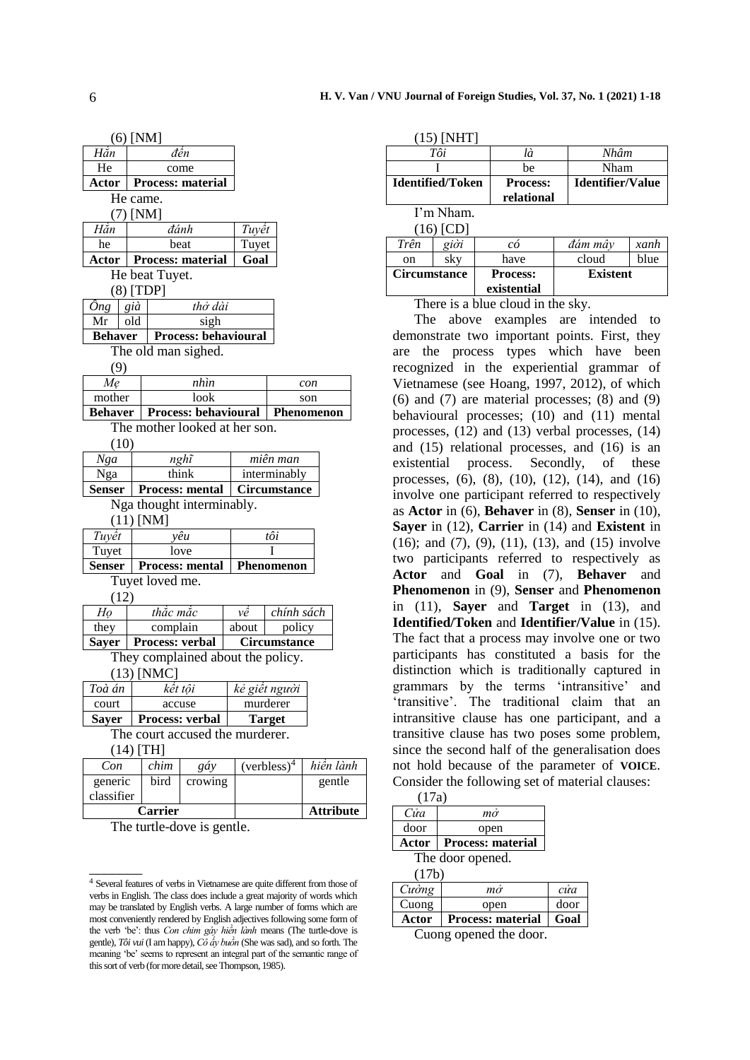(6) [NM]

| *Hắn* | *đến* |
|---|---|
| He | come |
| **Actor** | **Process: material** |

He came.

(7) [NM]

| *Hắn* | *đánh* | *Tuyết* |
|---|---|---|
| he | beat | Tuyet |
| **Actor** | **Process: material** | **Goal** |

He beat Tuyet.

(8) [TDP]

| *Ông* | *già* | *thở dài* |
|---|---|---|
| Mr | old | sigh |
| **Behaver** | | **Process: behavioural** |

The old man sighed.

(9)

| *Mẹ* | *nhìn* | *con* |
|---|---|---|
| mother | look | son |
| **Behaver** | **Process: behavioural** | **Phenomenon** |

The mother looked at her son.

(10)

| *Nga* | *nghĩ* | *miên man* |
|---|---|---|
| Nga | think | interminably |
| **Senser** | **Process: mental** | **Circumstance** |

Nga thought interminably.

(11) [NM]

| *Tuyết* | *yêu* | *tôi* |
|---|---|---|
| Tuyet | love | I |
| **Senser** | **Process: mental** | **Phenomenon** |

Tuyet loved me.

(12)

| *Họ* | *thắc mắc* | *về* | *chính sách* |
|---|---|---|---|
| they | complain | about | policy |
| **Sayer** | **Process: verbal** | **Circumstance** | |

They complained about the policy.

(13) [NMC]

| *Toà án* | *kết tội* | *kẻ giết người* |
|---|---|---|
| court | accuse | murderer |
| **Sayer** | **Process: verbal** | **Target** |

The court accused the murderer.

(14) [TH]

| *Con* | *chim* | *gáy* | (verbless)[4] | *hiền lành* |
|---|---|---|---|---|
| generic classifier | bird | crowing | | gentle |
| **Carrier** | | | | **Attribute** |

The turtle-dove is gentle.

(15) [NHT]

| *Tôi* | *là* | *Nhâm* |
|---|---|---|
| I | be | Nham |
| **Identified/Token** | **Process: relational** | **Identifier/Value** |

I'm Nham.

(16) [CD]

| *Trên* | *giời* | *có* | *đám mây* | *xanh* |
|---|---|---|---|---|
| on | sky | have | cloud | blue |
| **Circumstance** | | **Process: existential** | **Existent** | |

There is a blue cloud in the sky.

The above examples are intended to demonstrate two important points. First, they are the process types which have been recognized in the experiential grammar of Vietnamese (see Hoang, 1997, 2012), of which (6) and (7) are material processes; (8) and (9) behavioural processes; (10) and (11) mental processes, (12) and (13) verbal processes, (14) and (15) relational processes, and (16) is an existential process. Secondly, of these processes, (6), (8), (10), (12), (14), and (16) involve one participant referred to respectively as **Actor** in (6), **Behaver** in (8), **Senser** in (10), **Sayer** in (12), **Carrier** in (14) and **Existent** in (16); and (7), (9), (11), (13), and (15) involve two participants referred to respectively as **Actor** and **Goal** in (7), **Behaver** and **Phenomenon** in (9), **Senser** and **Phenomenon** in (11), **Sayer** and **Target** in (13), and **Identified/Token** and **Identifier/Value** in (15). The fact that a process may involve one or two participants has constituted a basis for the distinction which is traditionally captured in grammars by the terms 'intransitive' and 'transitive'. The traditional claim that an intransitive clause has one participant, and a transitive clause has two poses some problem, since the second half of the generalisation does not hold because of the parameter of **VOICE**. Consider the following set of material clauses:

(17a)

| *Cửa* | *mở* |
|---|---|
| door | open |
| **Actor** | **Process: material** |

The door opened.

(17b)

| *Cường* | *mở* | *cửa* |
|---|---|---|
| Cuong | open | door |
| **Actor** | **Process: material** | **Goal** |

Cuong opened the door.

[4] Several features of verbs in Vietnamese are quite different from those of verbs in English. The class does include a great majority of words which may be translated by English verbs. A large number of forms which are most conveniently rendered by English adjectives following some form of the verb 'be': thus *Con chim gáy hiền lành* means (The turtle-dove is gentle), *Tôi vui* (I am happy), *Cô ấy buồn* (She was sad), and so forth. The meaning 'be' seems to represent an integral part of the semantic range of this sort of verb (for more detail, see Thompson, 1985).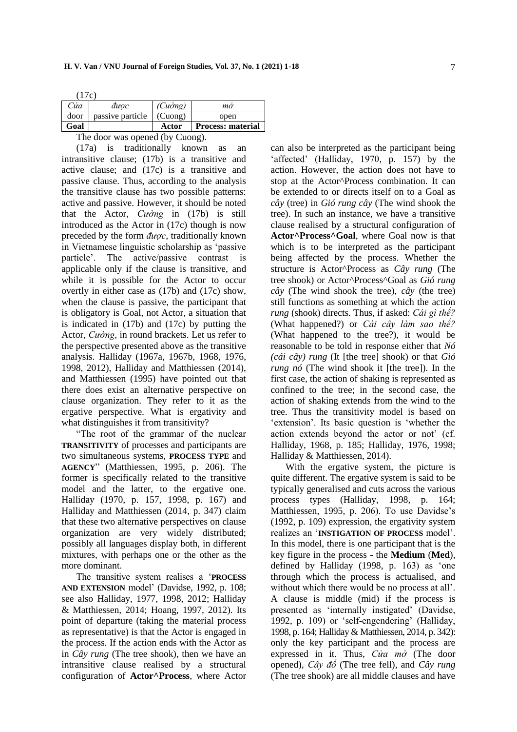(17c)

| *Cửa* | *được* | *(Cường)* | *mở* |
|---|---|---|---|
| door | passive particle | (Cuong) | open |
| **Goal** | | **Actor** | **Process: material** |

The door was opened (by Cuong).

(17a) is traditionally known as an intransitive clause; (17b) is a transitive and active clause; and (17c) is a transitive and passive clause. Thus, according to the analysis the transitive clause has two possible patterns: active and passive. However, it should be noted that the Actor, *Cường* in (17b) is still introduced as the Actor in (17c) though is now preceded by the form *được*, traditionally known in Vietnamese linguistic scholarship as 'passive particle'. The active/passive contrast is applicable only if the clause is transitive, and while it is possible for the Actor to occur overtly in either case as (17b) and (17c) show, when the clause is passive, the participant that is obligatory is Goal, not Actor, a situation that is indicated in (17b) and (17c) by putting the Actor, *Cường*, in round brackets. Let us refer to the perspective presented above as the transitive analysis. Halliday (1967a, 1967b, 1968, 1976, 1998, 2012), Halliday and Matthiessen (2014), and Matthiessen (1995) have pointed out that there does exist an alternative perspective on clause organization. They refer to it as the ergative perspective. What is ergativity and what distinguishes it from transitivity?

"The root of the grammar of the nuclear **TRANSITIVITY** of processes and participants are two simultaneous systems, **PROCESS TYPE** and **AGENCY**" (Matthiessen, 1995, p. 206). The former is specifically related to the transitive model and the latter, to the ergative one. Halliday (1970, p. 157, 1998, p. 167) and Halliday and Matthiessen (2014, p. 347) claim that these two alternative perspectives on clause organization are very widely distributed; possibly all languages display both, in different mixtures, with perhaps one or the other as the more dominant.

The transitive system realises a '**PROCESS AND EXTENSION** model' (Davidse, 1992, p. 108; see also Halliday, 1977, 1998, 2012; Halliday & Matthiessen, 2014; Hoang, 1997, 2012). Its point of departure (taking the material process as representative) is that the Actor is engaged in the process. If the action ends with the Actor as in *Cây rung* (The tree shook), then we have an intransitive clause realised by a structural configuration of **Actor^Process**, where Actor can also be interpreted as the participant being 'affected' (Halliday, 1970, p. 157) by the action. However, the action does not have to stop at the Actor^Process combination. It can be extended to or directs itself on to a Goal as *cây* (tree) in *Gió rung cây* (The wind shook the tree). In such an instance, we have a transitive clause realised by a structural configuration of **Actor^Process^Goal**, where Goal now is that which is to be interpreted as the participant being affected by the process. Whether the structure is Actor^Process as *Cây rung* (The tree shook) or Actor^Process^Goal as *Gió rung cây* (The wind shook the tree), *cây* (the tree) still functions as something at which the action *rung* (shook) directs. Thus, if asked: *Cái gì thế?* (What happened?) or *Cái cây làm sao thế?* (What happened to the tree?), it would be reasonable to be told in response either that *Nó (cái cây) rung* (It [the tree] shook) or that *Gió rung nó* (The wind shook it [the tree]). In the first case, the action of shaking is represented as confined to the tree; in the second case, the action of shaking extends from the wind to the tree. Thus the transitivity model is based on 'extension'. Its basic question is 'whether the action extends beyond the actor or not' (cf. Halliday, 1968, p. 185; Halliday, 1976, 1998; Halliday & Matthiessen, 2014).

With the ergative system, the picture is quite different. The ergative system is said to be typically generalised and cuts across the various process types (Halliday, 1998, p. 164; Matthiessen, 1995, p. 206). To use Davidse's (1992, p. 109) expression, the ergativity system realizes an '**INSTIGATION OF PROCESS** model'. In this model, there is one participant that is the key figure in the process - the **Medium** (**Med**), defined by Halliday (1998, p. 163) as 'one through which the process is actualised, and without which there would be no process at all'. A clause is middle (mid) if the process is presented as 'internally instigated' (Davidse, 1992, p. 109) or 'self-engendering' (Halliday, 1998, p. 164; Halliday & Matthiessen, 2014, p. 342): only the key participant and the process are expressed in it. Thus, *Cửa mở* (The door opened), *Cây đổ* (The tree fell), and *Cây rung* (The tree shook) are all middle clauses and have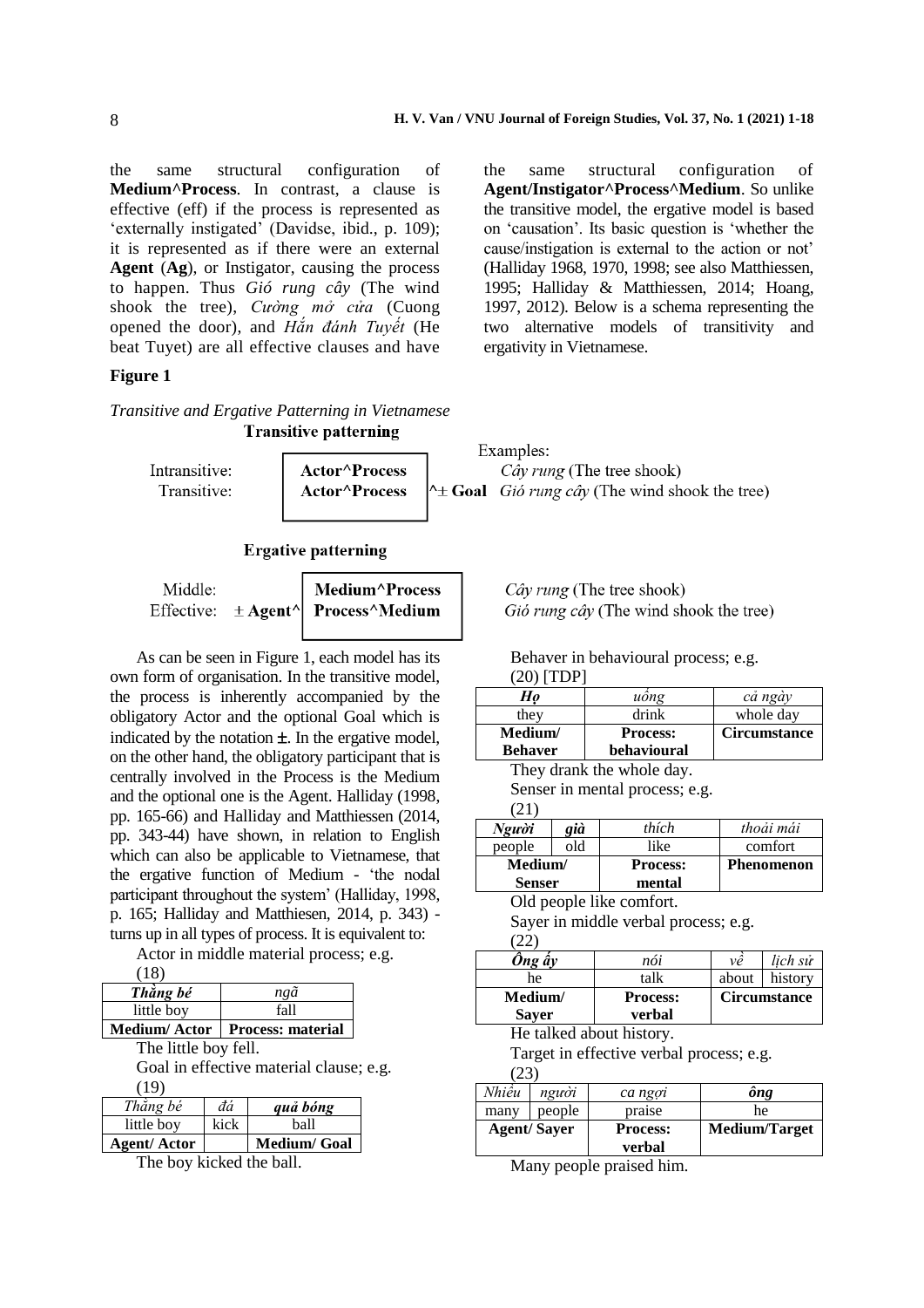the same structural configuration of **Medium^Process**. In contrast, a clause is effective (eff) if the process is represented as 'externally instigated' (Davidse, ibid., p. 109); it is represented as if there were an external **Agent** (**Ag**), or Instigator, causing the process to happen. Thus *Gió rung cây* (The wind shook the tree), *Cường mở cửa* (Cuong opened the door), and *Hắn đánh Tuyết* (He beat Tuyet) are all effective clauses and have the same structural configuration of **Agent/Instigator^Process^Medium**. So unlike the transitive model, the ergative model is based on 'causation'. Its basic question is 'whether the cause/instigation is external to the action or not' (Halliday 1968, 1970, 1998; see also Matthiessen, 1995; Halliday & Matthiessen, 2014; Hoang, 1997, 2012). Below is a schema representing the two alternative models of transitivity and ergativity in Vietnamese.

**Figure 1**

*Transitive and Ergative Patterning in Vietnamese*

**Transitive patterning**

| | | | Examples: |
|---|---|---|---|
| Intransitive: | **Actor^Process** | | *Cây rung* (The tree shook) |
| Transitive: | **Actor^Process** | **^± Goal** | *Gió rung cây* (The wind shook the tree) |

**Ergative patterning**

| | | | |
|---|---|---|---|
| Middle: | | **Medium^Process** | *Cây rung* (The tree shook) |
| Effective: | **± Agent^** | **Process^Medium** | *Gió rung cây* (The wind shook the tree) |

As can be seen in Figure 1, each model has its own form of organisation. In the transitive model, the process is inherently accompanied by the obligatory Actor and the optional Goal which is indicated by the notation **±**. In the ergative model, on the other hand, the obligatory participant that is centrally involved in the Process is the Medium and the optional one is the Agent. Halliday (1998, pp. 165-66) and Halliday and Matthiessen (2014, pp. 343-44) have shown, in relation to English which can also be applicable to Vietnamese, that the ergative function of Medium - 'the nodal participant throughout the system' (Halliday, 1998, p. 165; Halliday and Matthiesen, 2014, p. 343) - turns up in all types of process. It is equivalent to:

Actor in middle material process; e.g.

(18)

| *Thằng bé* | *ngã* |
|---|---|
| little boy | fall |
| **Medium/ Actor** | **Process: material** |

The little boy fell.

Goal in effective material clause; e.g.

(19)

| *Thằng bé* | *đá* | *quả bóng* |
|---|---|---|
| little boy | kick | ball |
| **Agent/ Actor** | | **Medium/ Goal** |

The boy kicked the ball.

Behaver in behavioural process; e.g.

(20) [TDP]

| *Họ* | *uống* | *cả ngày* |
|---|---|---|
| they | drink | whole day |
| **Medium/ Behaver** | **Process: behavioural** | **Circumstance** |

They drank the whole day.

Senser in mental process; e.g.

(21)

| *Người* | *già* | *thích* | *thoải mái* |
|---|---|---|---|
| people | old | like | comfort |
| **Medium/ Senser** | | **Process: mental** | **Phenomenon** |

Old people like comfort.

Sayer in middle verbal process; e.g.

(22)

| *Ông ấy* | *nói* | *về* | *lịch sử* |
|---|---|---|---|
| he | talk | about | history |
| **Medium/ Sayer** | **Process: verbal** | **Circumstance** | |

He talked about history.

Target in effective verbal process; e.g.

(23)

| *Nhiều* | *người* | *ca ngợi* | *ông* |
|---|---|---|---|
| many | people | praise | he |
| **Agent/ Sayer** | | **Process: verbal** | **Medium/Target** |

Many people praised him.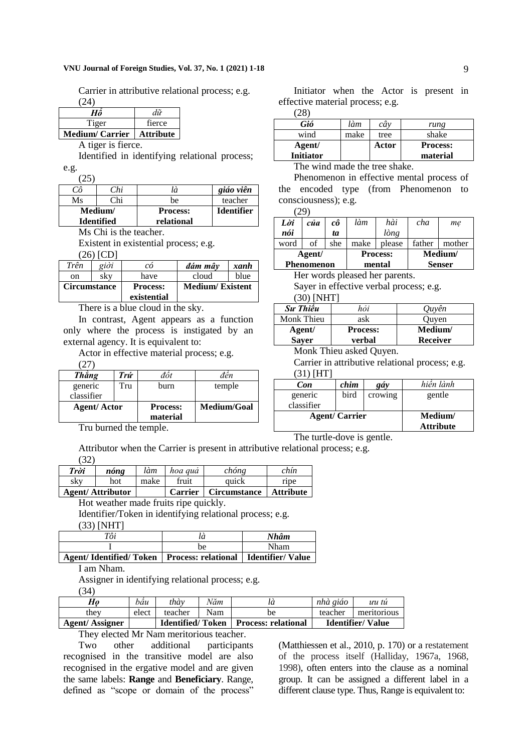Carrier in attributive relational process; e.g.

(24)

| ***Hổ*** | *dữ* |
|---|---|
| Tiger | fierce |
| **Medium/ Carrier** | **Attribute** |

A tiger is fierce.

Identified in identifying relational process; e.g.

(25)

| *Cô* | *Chi* | *là* | ***giáo viên*** |
|---|---|---|---|
| Ms | Chi | be | teacher |
| **Medium/ Identified** | | **Process: relational** | **Identifier** |

Ms Chi is the teacher.

Existent in existential process; e.g.

(26) [CD]

| *Trên* | *giời* | *có* | ***đám mây*** | ***xanh*** |
|---|---|---|---|---|
| on | sky | have | cloud | blue |
| **Circumstance** | | **Process: existential** | **Medium/ Existent** | |

There is a blue cloud in the sky.

In contrast, Agent appears as a function only where the process is instigated by an external agency. It is equivalent to:

Actor in effective material process; e.g.

(27)

| ***Thằng*** | ***Trứ*** | *đốt* | *đền* |
|---|---|---|---|
| generic classifier | Tru | burn | temple |
| **Agent/ Actor** | | **Process: material** | **Medium/Goal** |

Tru burned the temple.

Initiator when the Actor is present in effective material process; e.g.

(28)

| ***Gió*** | *làm* | *cây* | *rung* |
|---|---|---|---|
| wind | make | tree | shake |
| **Agent/ Initiator** | | **Actor** | **Process: material** |

The wind made the tree shake.

Phenomenon in effective mental process of the encoded type (from Phenomenon to consciousness); e.g.

(29)

| ***Lời nói*** | ***của*** | ***cô ta*** | *làm* | *hài lòng* | *cha* | *mẹ* |
|---|---|---|---|---|---|---|
| word | of | she | make | please | father | mother |
| **Agent/ Phenomenon** | | | **Process: mental** | | **Medium/ Senser** | |

Her words pleased her parents.

Sayer in effective verbal process; e.g.

(30) [NHT]

| ***Sư Thiều*** | *hỏi* | *Quyên* |
|---|---|---|
| Monk Thieu | ask | Quyen |
| **Agent/ Sayer** | **Process: verbal** | **Medium/ Receiver** |

Monk Thieu asked Quyen.

Carrier in attributive relational process; e.g.

(31) [HT]

| ***Con*** | ***chim*** | ***gáy*** | *hiền lành* |
|---|---|---|---|
| generic classifier | bird | crowing | gentle |
| **Agent/ Carrier** | | | **Medium/ Attribute** |

The turtle-dove is gentle.

Attributor when the Carrier is present in attributive relational process; e.g.

(32)

| ***Trời*** | ***nóng*** | *làm* | *hoa quả* | *chóng* | *chín* |
|---|---|---|---|---|---|
| sky | hot | make | fruit | quick | ripe |
| **Agent/ Attributor** | | | **Carrier** | **Circumstance** | **Attribute** |

Hot weather made fruits ripe quickly.

Identifier/Token in identifying relational process; e.g.

(33) [NHT]

| *Tôi* | *là* | ***Nhâm*** |
|---|---|---|
| I | be | Nham |
| **Agent/ Identified/ Token** | **Process: relational** | **Identifier/ Value** |

I am Nham.

Assigner in identifying relational process; e.g.

(34)

| ***Họ*** | *bầu* | *thày* | *Năm* | *là* | *nhà giáo* | *ưu tú* |
|---|---|---|---|---|---|---|
| they | elect | teacher | Nam | be | teacher | meritorious |
| **Agent/ Assigner** | | **Identified/ Token** | | **Process: relational** | **Identifier/ Value** | |

They elected Mr Nam meritorious teacher.

Two other additional participants recognised in the transitive model are also recognised in the ergative model and are given the same labels: **Range** and **Beneficiary**. Range, defined as "scope or domain of the process" (Matthiessen et al., 2010, p. 170) or a restatement of the process itself (Halliday, 1967a, 1968, 1998), often enters into the clause as a nominal group. It can be assigned a different label in a different clause type. Thus, Range is equivalent to: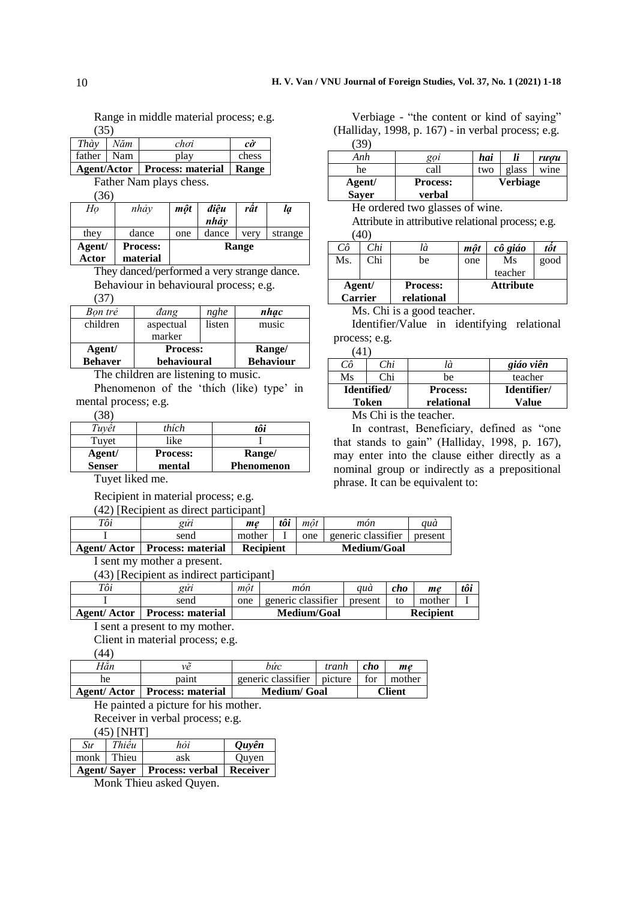Range in middle material process; e.g.

(35)

| *Thày* | *Năm* | *chơi* | ***cờ*** |
|---|---|---|---|
| father | Nam | play | chess |
| **Agent/Actor** | | **Process: material** | **Range** |

Father Nam plays chess.

(36)

| *Họ* | *nhảy* | ***một*** | ***điệu nhảy*** | ***rất*** | ***lạ*** |
|---|---|---|---|---|---|
| they | dance | one | dance | very | strange |
| **Agent/ Actor** | **Process: material** | **Range** | | | |

They danced/performed a very strange dance.

Behaviour in behavioural process; e.g.

(37)

| *Bọn trẻ* | *đang* | *nghe* | ***nhạc*** |
|---|---|---|---|
| children | aspectual marker | listen | music |
| **Agent/ Behaver** | **Process: behavioural** | | **Range/ Behaviour** |

The children are listening to music.

Phenomenon of the 'thích (like) type' in mental process; e.g.

(38)

| *Tuyết* | *thích* | ***tôi*** |
|---|---|---|
| Tuyet | like | I |
| **Agent/ Senser** | **Process: mental** | **Range/ Phenomenon** |

Tuyet liked me.

Verbiage - "the content or kind of saying" (Halliday, 1998, p. 167) - in verbal process; e.g.

(39)

| *Anh* | *gọi* | ***hai*** | ***li*** | ***rượu*** |
|---|---|---|---|---|
| he | call | two | glass | wine |
| **Agent/ Sayer** | **Process: verbal** | **Verbiage** | | |

He ordered two glasses of wine.

Attribute in attributive relational process; e.g.

(40)

| *Cô* | *Chi* | *là* | ***một*** | ***cô giáo*** | ***tốt*** |
|---|---|---|---|---|---|
| Ms. | Chi | be | one | Ms teacher | good |
| **Agent/ Carrier** | | **Process: relational** | **Attribute** | | |

Ms. Chi is a good teacher.

Identifier/Value in identifying relational process; e.g.

(41)

| *Cô* | *Chi* | *là* | ***giáo viên*** |
|---|---|---|---|
| Ms | Chi | be | teacher |
| **Identified/ Token** | | **Process: relational** | **Identifier/ Value** |

Ms Chi is the teacher.

In contrast, Beneficiary, defined as "one that stands to gain" (Halliday, 1998, p. 167), may enter into the clause either directly as a nominal group or indirectly as a prepositional phrase. It can be equivalent to:

Recipient in material process; e.g.

(42) [Recipient as direct participant]

| *Tôi* | *gửi* | ***mẹ*** | ***tôi*** | *một* | *món* | *quà* |
|---|---|---|---|---|---|---|
| I | send | mother | I | one | generic classifier | present |
| **Agent/ Actor** | **Process: material** | **Recipient** | | **Medium/Goal** | | |

I sent my mother a present.

(43) [Recipient as indirect participant]

| *Tôi* | *gửi* | *một* | *món* | *quà* | ***cho*** | ***mẹ*** | ***tôi*** |
|---|---|---|---|---|---|---|---|
| I | send | one | generic classifier | present | to | mother | I |
| **Agent/ Actor** | **Process: material** | **Medium/Goal** | | | **Recipient** | | |

I sent a present to my mother.

Client in material process; e.g.

(44)

| *Hắn* | *vẽ* | *bức* | *tranh* | ***cho*** | ***mẹ*** |
|---|---|---|---|---|---|
| he | paint | generic classifier | picture | for | mother |
| **Agent/ Actor** | **Process: material** | **Medium/ Goal** | | **Client** | |

He painted a picture for his mother.

Receiver in verbal process; e.g.

(45) [NHT]

| *Sư* | *Thiều* | *hỏi* | ***Quyên*** |
|---|---|---|---|
| monk | Thieu | ask | Quyen |
| **Agent/ Sayer** | | **Process: verbal** | **Receiver** |

Monk Thieu asked Quyen.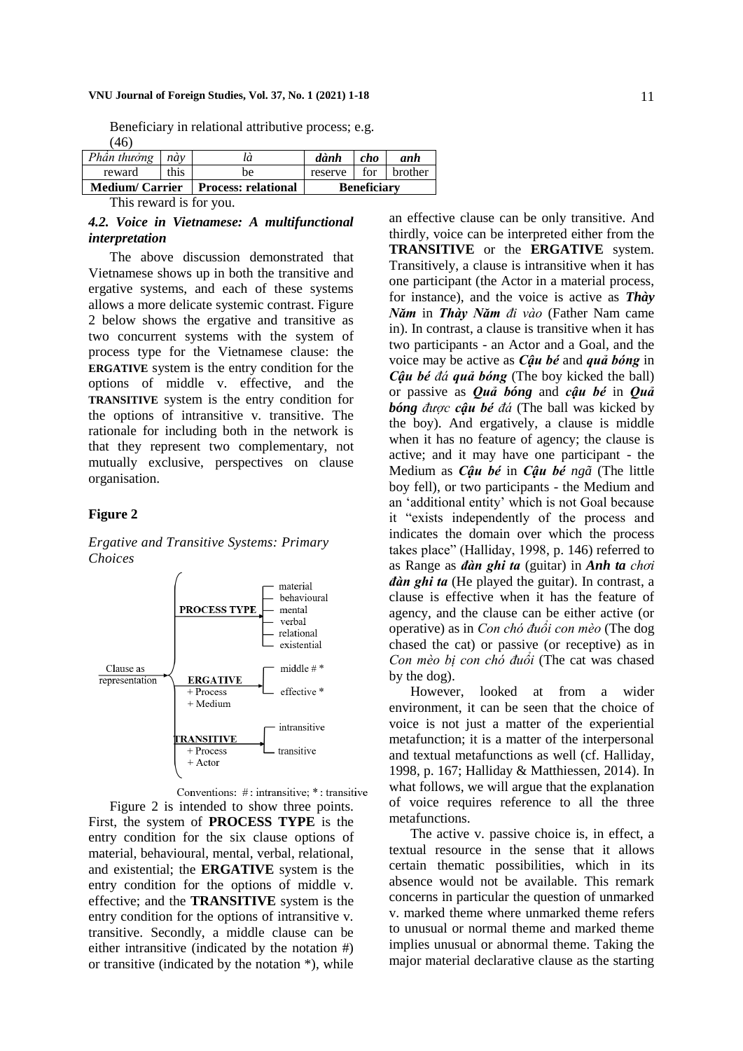Beneficiary in relational attributive process; e.g. (46)

| *Phần thưởng* | *này* | *là* | ***dành*** | ***cho*** | ***anh*** |
|---|---|---|---|---|---|
| reward | this | be | reserve | for | brother |
| **Medium/ Carrier** | | **Process: relational** | **Beneficiary** | | |

This reward is for you.

#### *4.2. Voice in Vietnamese: A multifunctional interpretation*

The above discussion demonstrated that Vietnamese shows up in both the transitive and ergative systems, and each of these systems allows a more delicate systemic contrast. Figure 2 below shows the ergative and transitive as two concurrent systems with the system of process type for the Vietnamese clause: the **ERGATIVE** system is the entry condition for the options of middle v. effective, and the **TRANSITIVE** system is the entry condition for the options of intransitive v. transitive. The rationale for including both in the network is that they represent two complementary, not mutually exclusive, perspectives on clause organisation.

**Figure 2**

*Ergative and Transitive Systems: Primary Choices*

```
                     ┌─ PROCESS TYPE ──┬─ material
                     │                 ├─ behavioural
                     │                 ├─ mental
                     │                 ├─ verbal
                     │                 ├─ relational
                     │                 └─ existential
Clause as            │
representation ──────┼─ ERGATIVE ──────┬─ middle # *
                     │  + Process      └─ effective *
                     │  + Medium
                     │
                     └─ TRANSITIVE ────┬─ intransitive
                        + Process      └─ transitive
                        + Actor
```

Conventions: # : intransitive; * : transitive

Figure 2 is intended to show three points. First, the system of **PROCESS TYPE** is the entry condition for the six clause options of material, behavioural, mental, verbal, relational, and existential; the **ERGATIVE** system is the entry condition for the options of middle v. effective; and the **TRANSITIVE** system is the entry condition for the options of intransitive v. transitive. Secondly, a middle clause can be either intransitive (indicated by the notation #) or transitive (indicated by the notation *), while an effective clause can be only transitive. And thirdly, voice can be interpreted either from the **TRANSITIVE** or the **ERGATIVE** system. Transitively, a clause is intransitive when it has one participant (the Actor in a material process, for instance), and the voice is active as ***Thày Năm*** in ***Thày Năm*** *đi vào* (Father Nam came in). In contrast, a clause is transitive when it has two participants - an Actor and a Goal, and the voice may be active as ***Cậu bé*** and ***quả bóng*** in ***Cậu bé*** *đá* ***quả bóng*** (The boy kicked the ball) or passive as ***Quả bóng*** and ***cậu bé*** in ***Quả bóng*** *được* ***cậu bé*** *đá* (The ball was kicked by the boy). And ergatively, a clause is middle when it has no feature of agency; the clause is active; and it may have one participant - the Medium as ***Cậu bé*** in ***Cậu bé*** *ngã* (The little boy fell), or two participants - the Medium and an 'additional entity' which is not Goal because it "exists independently of the process and indicates the domain over which the process takes place" (Halliday, 1998, p. 146) referred to as Range as ***đàn ghi ta*** (guitar) in ***Anh ta*** *chơi* ***đàn ghi ta*** (He played the guitar). In contrast, a clause is effective when it has the feature of agency, and the clause can be either active (or operative) as in *Con chó đuổi con mèo* (The dog chased the cat) or passive (or receptive) as in *Con mèo bị con chó đuổi* (The cat was chased by the dog).

However, looked at from a wider environment, it can be seen that the choice of voice is not just a matter of the experiential metafunction; it is a matter of the interpersonal and textual metafunctions as well (cf. Halliday, 1998, p. 167; Halliday & Matthiessen, 2014). In what follows, we will argue that the explanation of voice requires reference to all the three metafunctions.

The active v. passive choice is, in effect, a textual resource in the sense that it allows certain thematic possibilities, which in its absence would not be available. This remark concerns in particular the question of unmarked v. marked theme where unmarked theme refers to unusual or normal theme and marked theme implies unusual or abnormal theme. Taking the major material declarative clause as the starting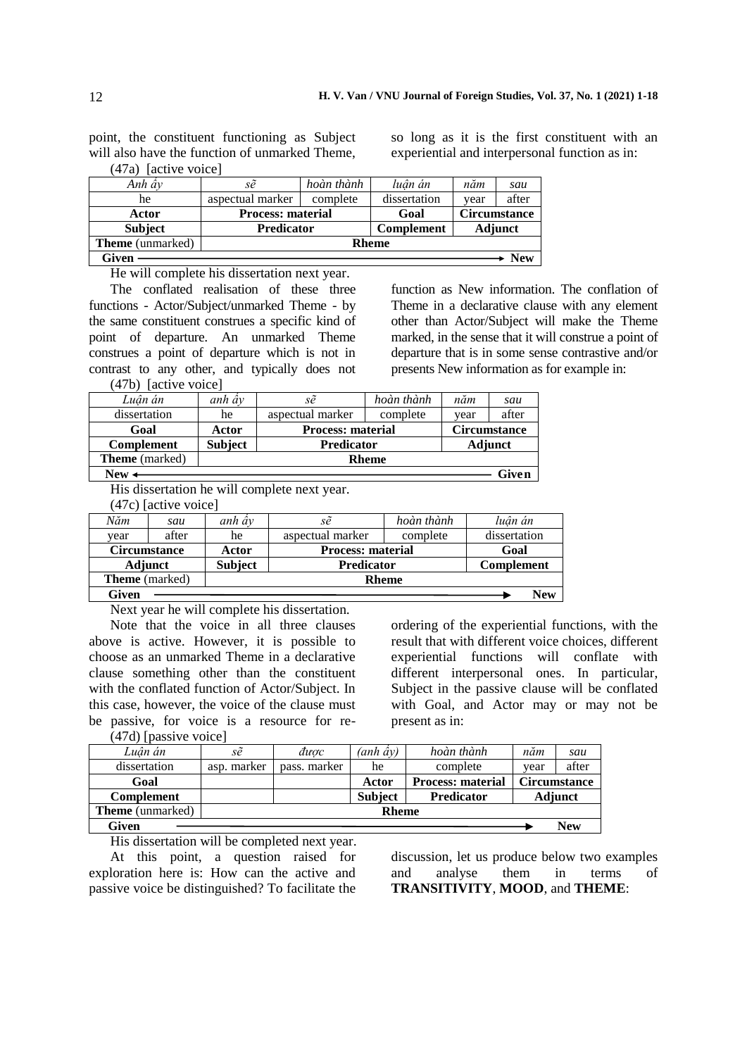point, the constituent functioning as Subject will also have the function of unmarked Theme, so long as it is the first constituent with an experiential and interpersonal function as in:

(47a) [active voice]

| *Anh ấy* | *sẽ* | *hoàn thành* | *luận án* | *năm* | *sau* |
|---|---|---|---|---|---|
| he | aspectual marker | complete | dissertation | year | after |
| **Actor** | **Process: material** | | **Goal** | **Circumstance** | |
| **Subject** | **Predicator** | | **Complement** | **Adjunct** | |
| **Theme** (unmarked) | **Rheme** | | | | |
| **Given** → | | | | | **New** |

He will complete his dissertation next year.

The conflated realisation of these three functions - Actor/Subject/unmarked Theme - by the same constituent construes a specific kind of point of departure. An unmarked Theme construes a point of departure which is not in contrast to any other, and typically does not function as New information. The conflation of Theme in a declarative clause with any element other than Actor/Subject will make the Theme marked, in the sense that it will construe a point of departure that is in some sense contrastive and/or presents New information as for example in:

(47b) [active voice]

| *Luận án* | *anh ấy* | *sẽ* | *hoàn thành* | *năm* | *sau* |
|---|---|---|---|---|---|
| dissertation | he | aspectual marker | complete | year | after |
| **Goal** | **Actor** | **Process: material** | | **Circumstance** | |
| **Complement** | **Subject** | **Predicator** | | **Adjunct** | |
| **Theme** (marked) | **Rheme** | | | | |
| **New** ← | | | | | **Given** |

His dissertation he will complete next year.

(47c) [active voice]

| *Năm* | *sau* | *anh ấy* | *sẽ* | *hoàn thành* | *luận án* |
|---|---|---|---|---|---|
| year | after | he | aspectual marker | complete | dissertation |
| **Circumstance** | | **Actor** | **Process: material** | | **Goal** |
| **Adjunct** | | **Subject** | **Predicator** | | **Complement** |
| **Theme** (marked) | | **Rheme** | | | |
| **Given** → | | | | | **New** |

Next year he will complete his dissertation.

Note that the voice in all three clauses above is active. However, it is possible to choose as an unmarked Theme in a declarative clause something other than the constituent with the conflated function of Actor/Subject. In this case, however, the voice of the clause must be passive, for voice is a resource for re-ordering of the experiential functions, with the result that with different voice choices, different experiential functions will conflate with different interpersonal ones. In particular, Subject in the passive clause will be conflated with Goal, and Actor may or may not be present as in:

(47d) [passive voice]

| *Luận án* | *sẽ* | *được* | *(anh ấy)* | *hoàn thành* | *năm* | *sau* |
|---|---|---|---|---|---|---|
| dissertation | asp. marker | pass. marker | he | complete | year | after |
| **Goal** | | | **Actor** | **Process: material** | **Circumstance** | |
| **Complement** | | | **Subject** | **Predicator** | **Adjunct** | |
| **Theme** (unmarked) | **Rheme** | | | | | |
| **Given** → | | | | | | **New** |

His dissertation will be completed next year.

At this point, a question raised for exploration here is: How can the active and passive voice be distinguished? To facilitate the discussion, let us produce below two examples and analyse them in terms of **TRANSITIVITY**, **MOOD**, and **THEME**: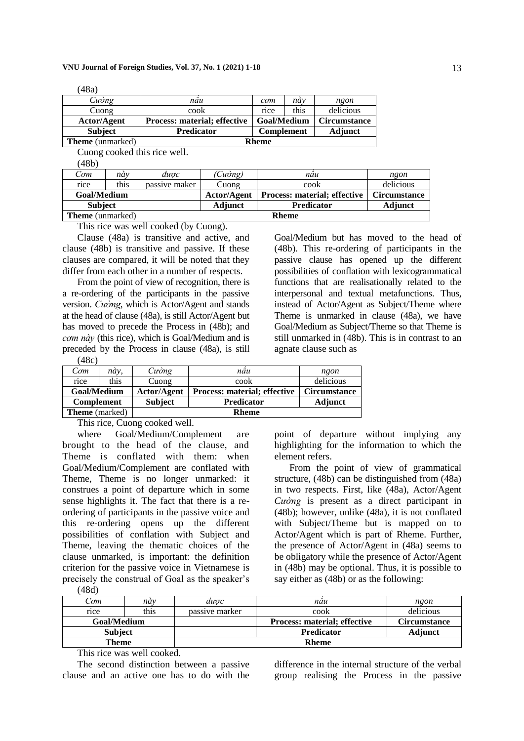(48a)

| *Cường* | *nấu* | *cơm* | *này* | *ngon* |
|---|---|---|---|---|
| Cuong | cook | rice | this | delicious |
| **Actor/Agent** | **Process: material; effective** | **Goal/Medium** | | **Circumstance** |
| **Subject** | **Predicator** | **Complement** | | **Adjunct** |
| **Theme** (unmarked) | **Rheme** | | | |

Cuong cooked this rice well.

(48b)

| *Cơm* | *này* | *được* | *(Cường)* | *nấu* | *ngon* |
|---|---|---|---|---|---|
| rice | this | passive maker | Cuong | cook | delicious |
| **Goal/Medium** | | | **Actor/Agent** | **Process: material; effective** | **Circumstance** |
| **Subject** | | | **Adjunct** | **Predicator** | **Adjunct** |
| **Theme** (unmarked) | | **Rheme** | | | |

This rice was well cooked (by Cuong).

Clause (48a) is transitive and active, and clause (48b) is transitive and passive. If these clauses are compared, it will be noted that they differ from each other in a number of respects.

From the point of view of recognition, there is a re-ordering of the participants in the passive version. *Cường*, which is Actor/Agent and stands at the head of clause (48a), is still Actor/Agent but has moved to precede the Process in (48b); and *cơm này* (this rice), which is Goal/Medium and is preceded by the Process in clause (48a), is still Goal/Medium but has moved to the head of (48b). This re-ordering of participants in the passive clause has opened up the different possibilities of conflation with lexicogrammatical functions that are realisationally related to the interpersonal and textual metafunctions. Thus, instead of Actor/Agent as Subject/Theme where Theme is unmarked in clause (48a), we have Goal/Medium as Subject/Theme so that Theme is still unmarked in (48b). This is in contrast to an agnate clause such as

(48c)

| *Cơm* | *này,* | *Cường* | *nấu* | *ngon* |
|---|---|---|---|---|
| rice | this | Cuong | cook | delicious |
| **Goal/Medium** | | **Actor/Agent** | **Process: material; effective** | **Circumstance** |
| **Complement** | | **Subject** | **Predicator** | **Adjunct** |
| **Theme** (marked) | | **Rheme** | | |

This rice, Cuong cooked well.

where Goal/Medium/Complement are brought to the head of the clause, and Theme is conflated with them: when Goal/Medium/Complement are conflated with Theme, Theme is no longer unmarked: it construes a point of departure which in some sense highlights it. The fact that there is a re-ordering of participants in the passive voice and this re-ordering opens up the different possibilities of conflation with Subject and Theme, leaving the thematic choices of the clause unmarked, is important: the definition criterion for the passive voice in Vietnamese is precisely the construal of Goal as the speaker's point of departure without implying any highlighting for the information to which the element refers.

From the point of view of grammatical structure, (48b) can be distinguished from (48a) in two respects. First, like (48a), Actor/Agent *Cường* is present as a direct participant in (48b); however, unlike (48a), it is not conflated with Subject/Theme but is mapped on to Actor/Agent which is part of Rheme. Further, the presence of Actor/Agent in (48a) seems to be obligatory while the presence of Actor/Agent in (48b) may be optional. Thus, it is possible to say either as (48b) or as the following:

(48d)

| *Cơm* | *này* | *được* | *nấu* | *ngon* |
|---|---|---|---|---|
| rice | this | passive marker | cook | delicious |
| **Goal/Medium** | | | **Process: material; effective** | **Circumstance** |
| **Subject** | | | **Predicator** | **Adjunct** |
| **Theme** | | **Rheme** | | |

This rice was well cooked.

The second distinction between a passive clause and an active one has to do with the difference in the internal structure of the verbal group realising the Process in the passive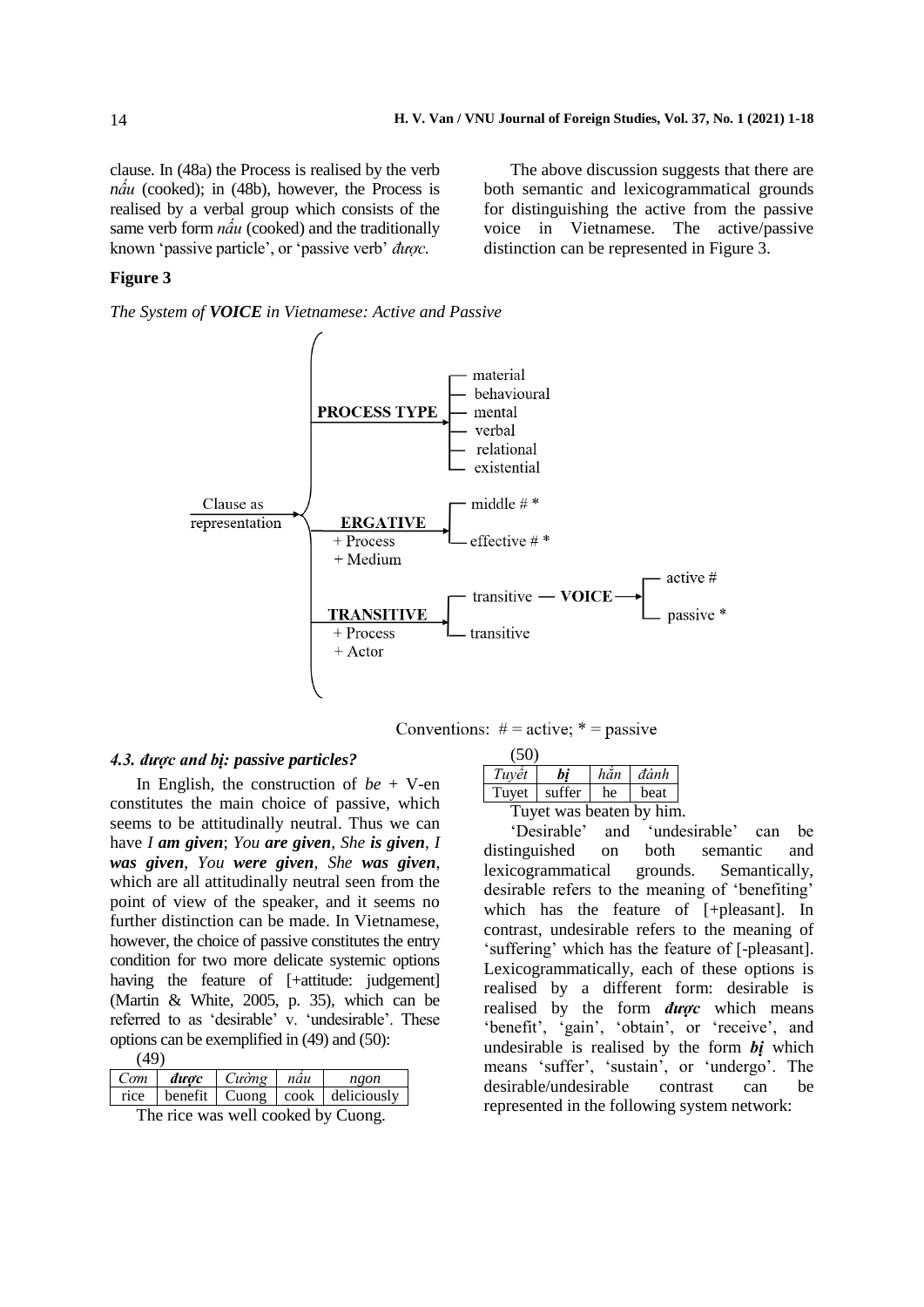clause. In (48a) the Process is realised by the verb *nấu* (cooked); in (48b), however, the Process is realised by a verbal group which consists of the same verb form *nấu* (cooked) and the traditionally known 'passive particle', or 'passive verb' *được*.

The above discussion suggests that there are both semantic and lexicogrammatical grounds for distinguishing the active from the passive voice in Vietnamese. The active/passive distinction can be represented in Figure 3.

**Figure 3**

*The System of **VOICE** in Vietnamese: Active and Passive*

```
                          PROCESS TYPE ──→ ┌ material
                                           ├ behavioural
                                           ├ mental
                                           ├ verbal
                                           ├ relational
                                           └ existential
Clause as          ⎧
representation ──→ ⎨      ERGATIVE     ──→ ┌ middle # *
                   ⎪      + Process        └ effective # *
                   ⎪      + Medium
                   ⎪                                              ┌ active #
                   ⎩      TRANSITIVE   ──→ ┌ transitive — VOICE ──→┤
                          + Process        └ transitive           └ passive *
                          + Actor
```

Conventions: # = active; * = passive

### *4.3. được and bị: passive particles?*

In English, the construction of *be* + V-en constitutes the main choice of passive, which seems to be attitudinally neutral. Thus we can have *I **am given***; *You **are given***, *She **is given***, *I **was given***, *You **were given***, *She **was given***, which are all attitudinally neutral seen from the point of view of the speaker, and it seems no further distinction can be made. In Vietnamese, however, the choice of passive constitutes the entry condition for two more delicate systemic options having the feature of [+attitude: judgement] (Martin & White, 2005, p. 35), which can be referred to as 'desirable' v. 'undesirable'. These options can be exemplified in (49) and (50):

(49)

| *Cơm* | ***được*** | *Cường* | *nấu* | *ngon* |
|---|---|---|---|---|
| rice | benefit | Cuong | cook | deliciously |

The rice was well cooked by Cuong.

(50)

| *Tuyết* | ***bị*** | *hắn* | *đánh* |
|---|---|---|---|
| Tuyet | suffer | he | beat |

Tuyet was beaten by him.

'Desirable' and 'undesirable' can be distinguished on both semantic and lexicogrammatical grounds. Semantically, desirable refers to the meaning of 'benefiting' which has the feature of [+pleasant]. In contrast, undesirable refers to the meaning of 'suffering' which has the feature of [-pleasant]. Lexicogrammatically, each of these options is realised by a different form: desirable is realised by the form ***được*** which means 'benefit', 'gain', 'obtain', or 'receive', and undesirable is realised by the form ***bị*** which means 'suffer', 'sustain', or 'undergo'. The desirable/undesirable contrast can be represented in the following system network: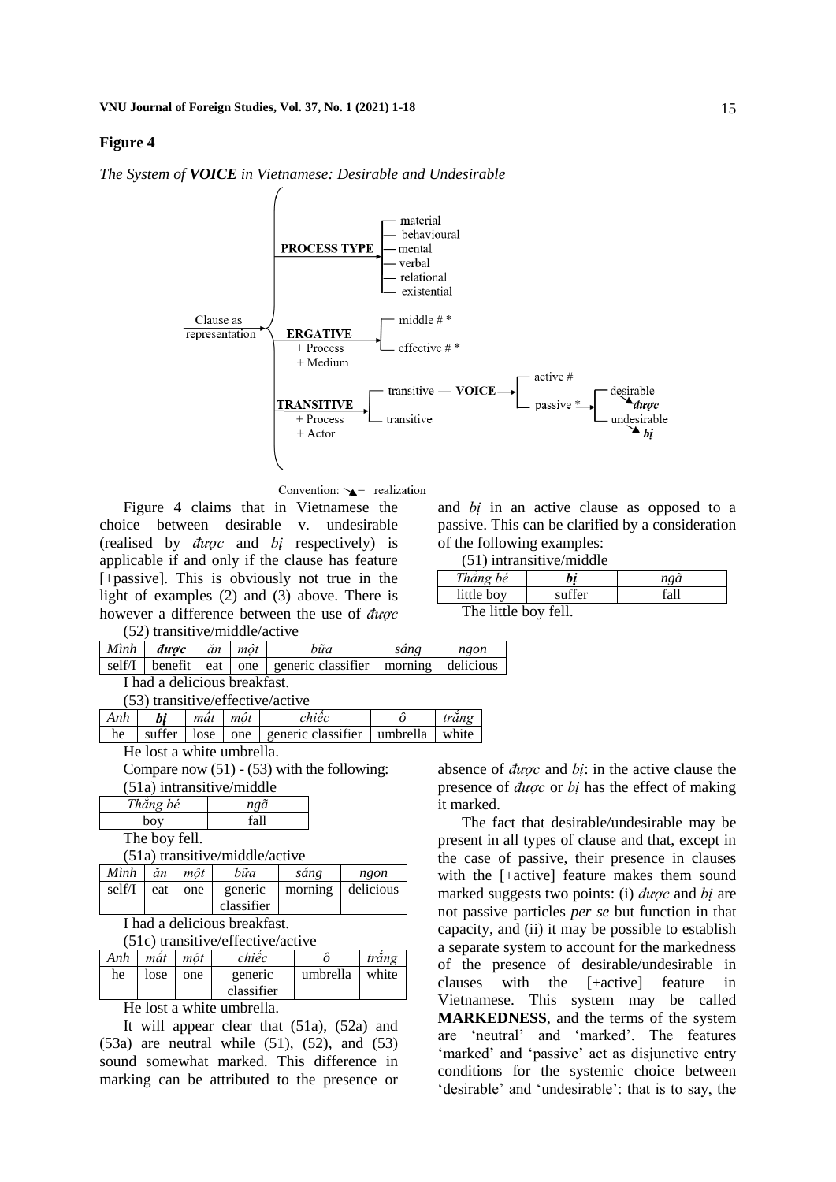**Figure 4**

*The System of **VOICE** in Vietnamese: Desirable and Undesirable*

Clause as representation
- **PROCESS TYPE**
  - material
  - behavioural
  - mental
  - verbal
  - relational
  - existential
- **ERGATIVE** + Process + Medium
  - middle # *
  - effective # *
- **TRANSITIVE** + Process + Actor
  - transitive — **VOICE**
    - active #
    - passive *
      - desirable ↘ ***được***
      - undesirable ↘ ***bị***
  - transitive

Convention: ↘ = realization

Figure 4 claims that in Vietnamese the choice between desirable v. undesirable (realised by *được* and *bị* respectively) is applicable if and only if the clause has feature [+passive]. This is obviously not true in the light of examples (2) and (3) above. There is however a difference between the use of *được* and *bị* in an active clause as opposed to a passive. This can be clarified by a consideration of the following examples:

(51) intransitive/middle

| *Thằng bé* | ***bị*** | *ngã* |
|---|---|---|
| little boy | suffer | fall |

The little boy fell.

(52) transitive/middle/active

| *Mình* | ***được*** | *ăn* | *một* | *bữa* | *sáng* | *ngon* |
|---|---|---|---|---|---|---|
| self/I | benefit | eat | one | generic classifier | morning | delicious |

I had a delicious breakfast.

(53) transitive/effective/active

| *Anh* | ***bị*** | *mất* | *một* | *chiếc* | *ô* | *trắng* |
|---|---|---|---|---|---|---|
| he | suffer | lose | one | generic classifier | umbrella | white |

He lost a white umbrella.

Compare now (51) - (53) with the following:

(51a) intransitive/middle

| *Thằng bé* | *ngã* |
|---|---|
| boy | fall |

The boy fell.

(51a) transitive/middle/active

| *Mình* | *ăn* | *một* | *bữa* | *sáng* | *ngon* |
|---|---|---|---|---|---|
| self/I | eat | one | generic classifier | morning | delicious |

I had a delicious breakfast.

(51c) transitive/effective/active

| *Anh* | *mất* | *một* | *chiếc* | *ô* | *trắng* |
|---|---|---|---|---|---|
| he | lose | one | generic classifier | umbrella | white |

He lost a white umbrella.

It will appear clear that (51a), (52a) and (53a) are neutral while (51), (52), and (53) sound somewhat marked. This difference in marking can be attributed to the presence or absence of *được* and *bị*: in the active clause the presence of *được* or *bị* has the effect of making it marked.

The fact that desirable/undesirable may be present in all types of clause and that, except in the case of passive, their presence in clauses with the [+active] feature makes them sound marked suggests two points: (i) *được* and *bị* are not passive particles *per se* but function in that capacity, and (ii) it may be possible to establish a separate system to account for the markedness of the presence of desirable/undesirable in clauses with the [+active] feature in Vietnamese. This system may be called **MARKEDNESS**, and the terms of the system are 'neutral' and 'marked'. The features 'marked' and 'passive' act as disjunctive entry conditions for the systemic choice between 'desirable' and 'undesirable': that is to say, the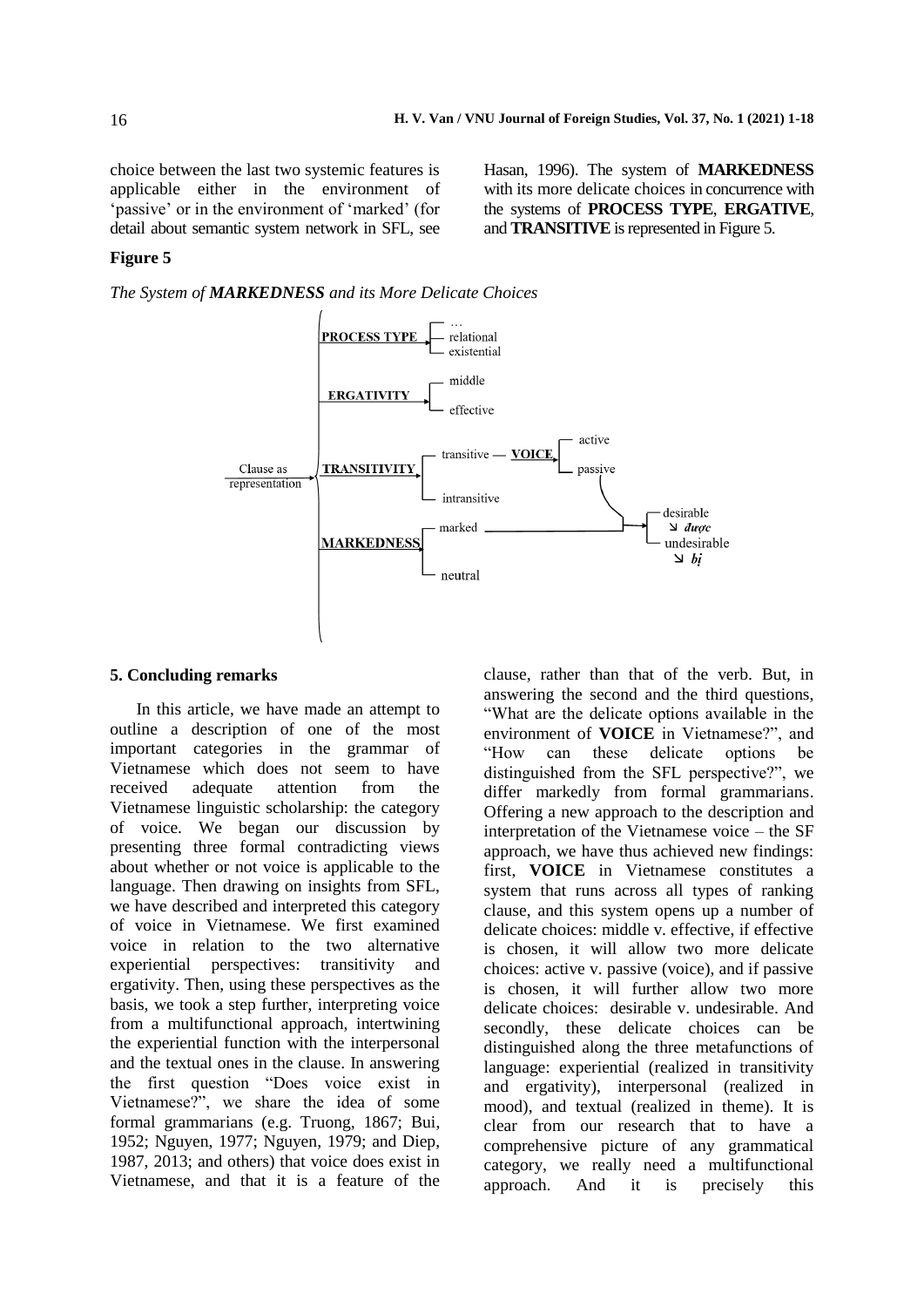choice between the last two systemic features is applicable either in the environment of 'passive' or in the environment of 'marked' (for detail about semantic system network in SFL, see Hasan, 1996). The system of **MARKEDNESS** with its more delicate choices in concurrence with the systems of **PROCESS TYPE**, **ERGATIVE**, and **TRANSITIVE** is represented in Figure 5.

**Figure 5**

*The System of **MARKEDNESS** and its More Delicate Choices*

```
                      PROCESS TYPE --> [ ...
                                       [ relational
                                       [ existential
                      ERGATIVITY ----> [ middle
                                       [ effective
Clause as         {   TRANSITIVITY --> [ transitive — VOICE --> [ active
representation -->                     [                        [ passive
                                       [ intransitive                |
                      MARKEDNESS ----> [ marked ---------------------+--> [ desirable
                                       [                                  [   ↘ được
                                       [ neutral                          [ undesirable
                                                                          [   ↘ bị
```

## 5. Concluding remarks

In this article, we have made an attempt to outline a description of one of the most important categories in the grammar of Vietnamese which does not seem to have received adequate attention from the Vietnamese linguistic scholarship: the category of voice. We began our discussion by presenting three formal contradicting views about whether or not voice is applicable to the language. Then drawing on insights from SFL, we have described and interpreted this category of voice in Vietnamese. We first examined voice in relation to the two alternative experiential perspectives: transitivity and ergativity. Then, using these perspectives as the basis, we took a step further, interpreting voice from a multifunctional approach, intertwining the experiential function with the interpersonal and the textual ones in the clause. In answering the first question "Does voice exist in Vietnamese?", we share the idea of some formal grammarians (e.g. Truong, 1867; Bui, 1952; Nguyen, 1977; Nguyen, 1979; and Diep, 1987, 2013; and others) that voice does exist in Vietnamese, and that it is a feature of the clause, rather than that of the verb. But, in answering the second and the third questions, "What are the delicate options available in the environment of **VOICE** in Vietnamese?", and "How can these delicate options be distinguished from the SFL perspective?", we differ markedly from formal grammarians. Offering a new approach to the description and interpretation of the Vietnamese voice – the SF approach, we have thus achieved new findings: first, **VOICE** in Vietnamese constitutes a system that runs across all types of ranking clause, and this system opens up a number of delicate choices: middle v. effective, if effective is chosen, it will allow two more delicate choices: active v. passive (voice), and if passive is chosen, it will further allow two more delicate choices: desirable v. undesirable. And secondly, these delicate choices can be distinguished along the three metafunctions of language: experiential (realized in transitivity and ergativity), interpersonal (realized in mood), and textual (realized in theme). It is clear from our research that to have a comprehensive picture of any grammatical category, we really need a multifunctional approach. And it is precisely this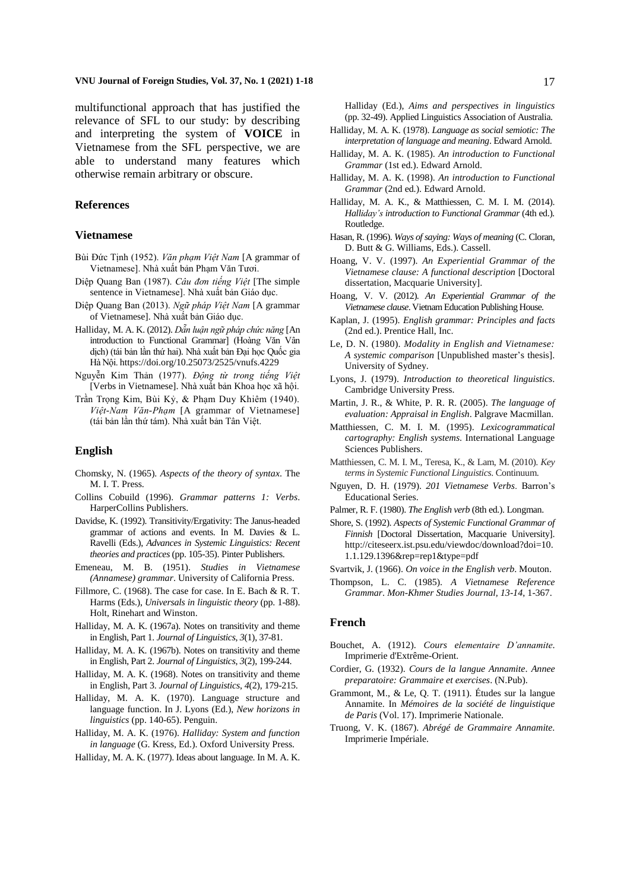multifunctional approach that has justified the relevance of SFL to our study: by describing and interpreting the system of **VOICE** in Vietnamese from the SFL perspective, we are able to understand many features which otherwise remain arbitrary or obscure.

## References

### Vietnamese

Bùi Đức Tịnh (1952). *Văn phạm Việt Nam* [A grammar of Vietnamese]. Nhà xuất bản Phạm Văn Tươi.

Diệp Quang Ban (1987). *Câu đơn tiếng Việt* [The simple sentence in Vietnamese]. Nhà xuất bản Giáo dục.

Diệp Quang Ban (2013). *Ngữ pháp Việt Nam* [A grammar of Vietnamese]. Nhà xuất bản Giáo dục.

Halliday, M. A. K. (2012). *Dẫn luận ngữ pháp chức năng* [An introduction to Functional Grammar] (Hoàng Văn Vân dịch) (tái bản lần thứ hai). Nhà xuất bản Đại học Quốc gia Hà Nội. https://doi.org/10.25073/2525/vnufs.4229

Nguyễn Kim Thản (1977). *Động từ trong tiếng Việt* [Verbs in Vietnamese]. Nhà xuất bản Khoa học xã hội.

Trần Trọng Kim, Bùi Kỷ, & Phạm Duy Khiêm (1940). *Việt-Nam Văn-Phạm* [A grammar of Vietnamese] (tái bản lần thứ tám). Nhà xuất bản Tân Việt.

### English

Chomsky, N. (1965). *Aspects of the theory of syntax*. The M. I. T. Press.

Collins Cobuild (1996). *Grammar patterns 1: Verbs*. HarperCollins Publishers.

Davidse, K. (1992). Transitivity/Ergativity: The Janus-headed grammar of actions and events. In M. Davies & L. Ravelli (Eds.), *Advances in Systemic Linguistics: Recent theories and practices* (pp. 105-35). Pinter Publishers.

Emeneau, M. B. (1951). *Studies in Vietnamese (Annamese) grammar*. University of California Press.

Fillmore, C. (1968). The case for case. In E. Bach & R. T. Harms (Eds.), *Universals in linguistic theory* (pp. 1-88). Holt, Rinehart and Winston.

Halliday, M. A. K. (1967a). Notes on transitivity and theme in English, Part 1. *Journal of Linguistics*, *3*(1), 37-81.

Halliday, M. A. K. (1967b). Notes on transitivity and theme in English, Part 2. *Journal of Linguistics*, *3*(2), 199-244.

Halliday, M. A. K. (1968). Notes on transitivity and theme in English, Part 3. *Journal of Linguistics*, *4*(2), 179-215.

Halliday, M. A. K. (1970). Language structure and language function. In J. Lyons (Ed.), *New horizons in linguistics* (pp. 140-65). Penguin.

Halliday, M. A. K. (1976). *Halliday: System and function in language* (G. Kress, Ed.). Oxford University Press.

Halliday, M. A. K. (1977). Ideas about language. In M. A. K. Halliday (Ed.), *Aims and perspectives in linguistics* (pp. 32-49). Applied Linguistics Association of Australia.

Halliday, M. A. K. (1978). *Language as social semiotic: The interpretation of language and meaning*. Edward Arnold.

Halliday, M. A. K. (1985). *An introduction to Functional Grammar* (1st ed.). Edward Arnold.

Halliday, M. A. K. (1998). *An introduction to Functional Grammar* (2nd ed.). Edward Arnold.

Halliday, M. A. K., & Matthiessen, C. M. I. M. (2014). *Halliday's introduction to Functional Grammar* (4th ed.). Routledge.

Hasan, R. (1996). *Ways of saying: Ways of meaning* (C. Cloran, D. Butt & G. Williams, Eds.). Cassell.

Hoang, V. V. (1997). *An Experiential Grammar of the Vietnamese clause: A functional description* [Doctoral dissertation, Macquarie University].

Hoang, V. V. (2012). *An Experiential Grammar of the Vietnamese clause*. Vietnam Education Publishing House.

Kaplan, J. (1995). *English grammar: Principles and facts* (2nd ed.). Prentice Hall, Inc.

Le, D. N. (1980). *Modality in English and Vietnamese: A systemic comparison* [Unpublished master's thesis]. University of Sydney.

Lyons, J. (1979). *Introduction to theoretical linguistics*. Cambridge University Press.

Martin, J. R., & White, P. R. R. (2005). *The language of evaluation: Appraisal in English*. Palgrave Macmillan.

Matthiessen, C. M. I. M. (1995). *Lexicogrammatical cartography: English systems*. International Language Sciences Publishers.

Matthiessen, C. M. I. M., Teresa, K., & Lam, M. (2010). *Key terms in Systemic Functional Linguistics*. Continuum.

Nguyen, D. H. (1979). *201 Vietnamese Verbs*. Barron's Educational Series.

Palmer, R. F. (1980). *The English verb* (8th ed.). Longman.

Shore, S. (1992). *Aspects of Systemic Functional Grammar of Finnish* [Doctoral Dissertation, Macquarie University]. http://citeseerx.ist.psu.edu/viewdoc/download?doi=10.1.1.129.1396&rep=rep1&type=pdf

Svartvik, J. (1966). *On voice in the English verb*. Mouton.

Thompson, L. C. (1985). *A Vietnamese Reference Grammar*. *Mon-Khmer Studies Journal, 13-14*, 1-367.

### French

Bouchet, A. (1912). *Cours elementaire D'annamite*. Imprimerie d'Extrême-Orient.

Cordier, G. (1932). *Cours de la langue Annamite*. *Annee preparatoire: Grammaire et exercises*. (N.Pub).

Grammont, M., & Le, Q. T. (1911). Études sur la langue Annamite. In *Mémoires de la société de linguistique de Paris* (Vol. 17). Imprimerie Nationale.

Truong, V. K. (1867). *Abrégé de Grammaire Annamite*. Imprimerie Impériale.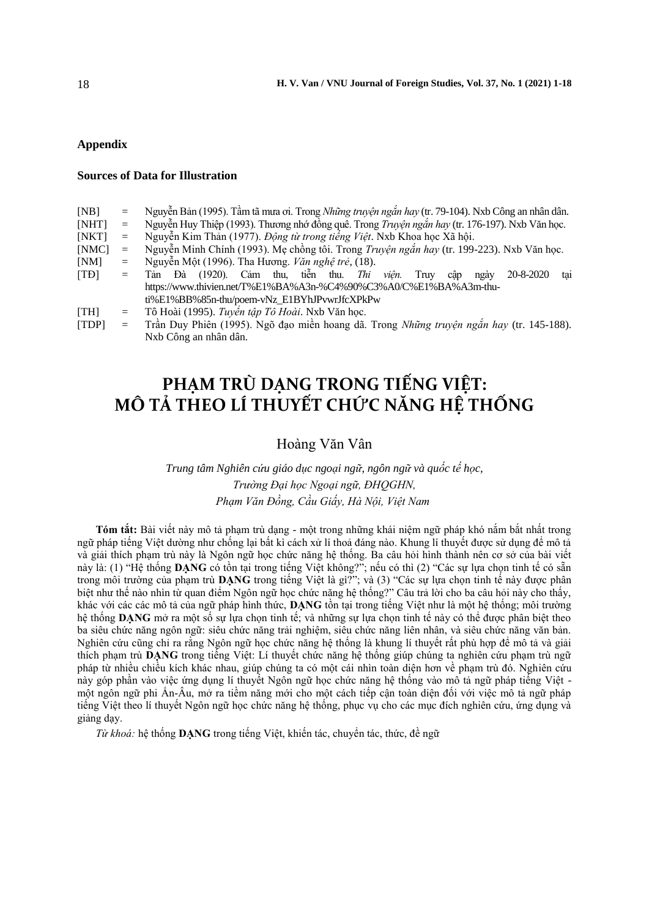## Appendix

### Sources of Data for Illustration

| | | |
|---|---|---|
| [NB] | = | Nguyễn Bản (1995). Tầm tã mưa ơi. Trong *Những truyện ngắn hay* (tr. 79-104). Nxb Công an nhân dân. |
| [NHT] | = | Nguyễn Huy Thiệp (1993). Thương nhớ đồng quê. Trong *Truyện ngắn hay* (tr. 176-197). Nxb Văn học. |
| [NKT] | = | Nguyễn Kim Thản (1977). *Động từ trong tiếng Việt*. Nxb Khoa học Xã hội. |
| [NMC] | = | Nguyễn Minh Chính (1993). Mẹ chồng tôi. Trong *Truyện ngắn hay* (tr. 199-223). Nxb Văn học. |
| [NM] | = | Nguyễn Một (1996). Tha Hương. *Văn nghệ trẻ*, (18). |
| [TĐ] | = | Tản Đà (1920). Cảm thu, tiễn thu. *Thi viện.* Truy cập ngày 20-8-2020 tại https://www.thivien.net/T%E1%BA%A3n-%C4%90%C3%A0/C%E1%BA%A3m-thu-ti%E1%BB%85n-thu/poem-vNz_E1BYhJPvwrJfcXPkPw |
| [TH] | = | Tô Hoài (1995). *Tuyển tập Tô Hoài*. Nxb Văn học. |
| [TDP] | = | Trần Duy Phiên (1995). Ngõ đạo miền hoang dã. Trong *Những truyện ngắn hay* (tr. 145-188). Nxb Công an nhân dân. |

# PHẠM TRÙ DẠNG TRONG TIẾNG VIỆT: MÔ TẢ THEO LÍ THUYẾT CHỨC NĂNG HỆ THỐNG

Hoàng Văn Vân

*Trung tâm Nghiên cứu giáo dục ngoại ngữ, ngôn ngữ và quốc tế học, Trường Đại học Ngoại ngữ, ĐHQGHN, Phạm Văn Đồng, Cầu Giấy, Hà Nội, Việt Nam*

**Tóm tắt:** Bài viết này mô tả phạm trù dạng - một trong những khái niệm ngữ pháp khó nắm bắt nhất trong ngữ pháp tiếng Việt dường như chống lại bất kì cách xử lí thoả đáng nào. Khung lí thuyết được sử dụng để mô tả và giải thích phạm trù này là Ngôn ngữ học chức năng hệ thống. Ba câu hỏi hình thành nên cơ sở của bài viết này là: (1) "Hệ thống **DẠNG** có tồn tại trong tiếng Việt không?"; nếu có thì (2) "Các sự lựa chọn tinh tế có sẵn trong môi trường của phạm trù **DẠNG** trong tiếng Việt là gì?"; và (3) "Các sự lựa chọn tinh tế này được phân biệt như thế nào nhìn từ quan điểm Ngôn ngữ học chức năng hệ thống?" Câu trả lời cho ba câu hỏi này cho thấy, khác với các các mô tả của ngữ pháp hình thức, **DẠNG** tồn tại trong tiếng Việt như là một hệ thống; môi trường hệ thống **DẠNG** mở ra một số sự lựa chọn tinh tế; và những sự lựa chọn tinh tế này có thể được phân biệt theo ba siêu chức năng ngôn ngữ: siêu chức năng trải nghiệm, siêu chức năng liên nhân, và siêu chức năng văn bản. Nghiên cứu cũng chỉ ra rằng Ngôn ngữ học chức năng hệ thống là khung lí thuyết rất phù hợp để mô tả và giải thích phạm trù **DẠNG** trong tiếng Việt: Lí thuyết chức năng hệ thống giúp chúng ta nghiên cứu phạm trù ngữ pháp từ nhiều chiều kích khác nhau, giúp chúng ta có một cái nhìn toàn diện hơn về phạm trù đó. Nghiên cứu này góp phần vào việc ứng dụng lí thuyết Ngôn ngữ học chức năng hệ thống vào mô tả ngữ pháp tiếng Việt - một ngôn ngữ phi Ấn-Âu, mở ra tiềm năng mới cho một cách tiếp cận toàn diện đối với việc mô tả ngữ pháp tiếng Việt theo lí thuyết Ngôn ngữ học chức năng hệ thống, phục vụ cho các mục đích nghiên cứu, ứng dụng và giảng dạy.

*Từ khoá:* hệ thống **DẠNG** trong tiếng Việt, khiến tác, chuyển tác, thức, đề ngữ